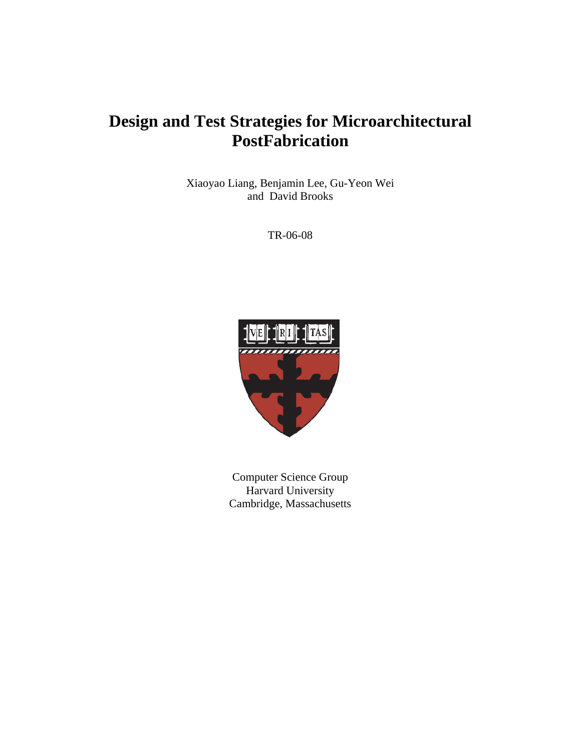# Design and Test Strategies for Microarchitectural PostFabrication

Xiaoyao Liang, Benjamin Lee, Gu-Yeon Wei and David Brooks

TR-06-08

Computer Science Group
Harvard University
Cambridge, Massachusetts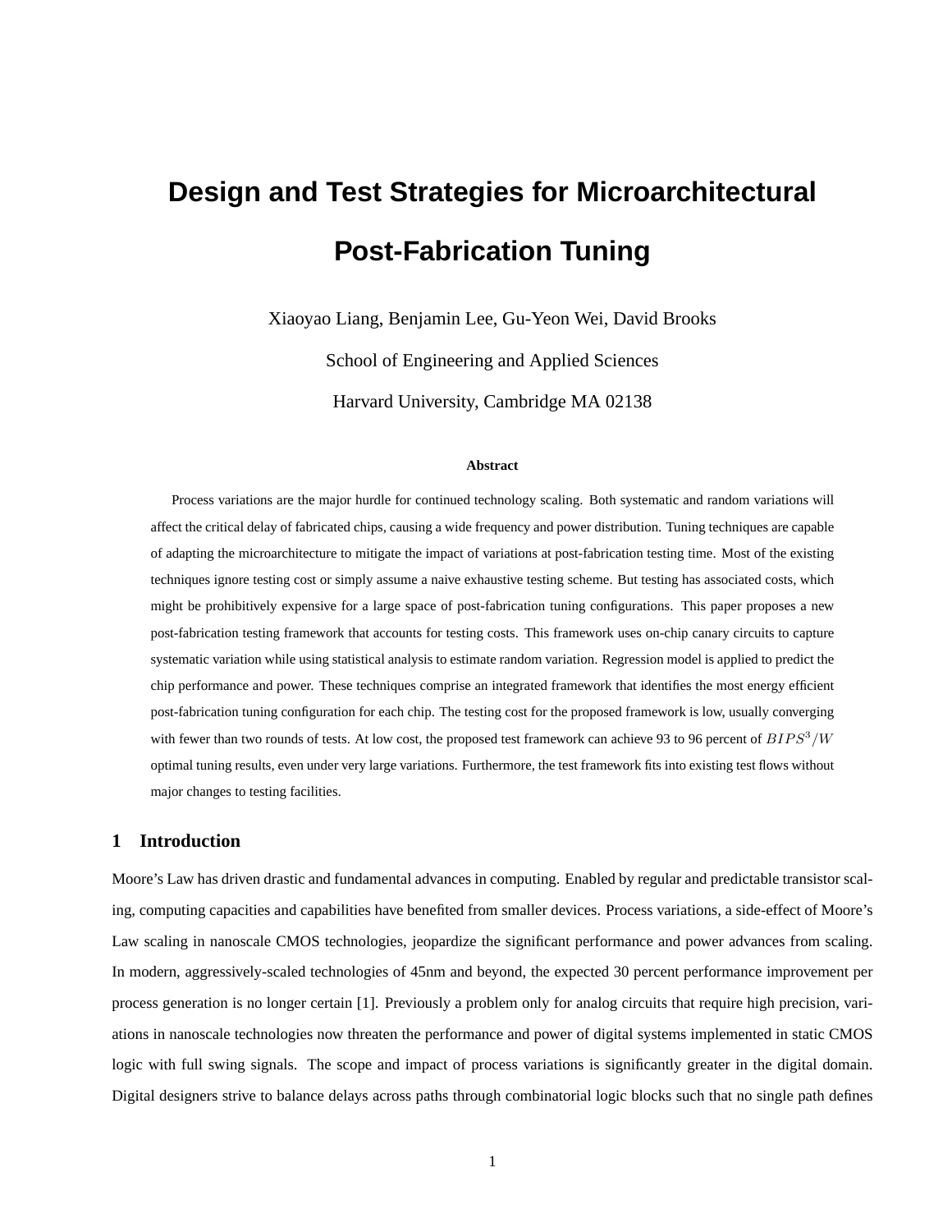# Design and Test Strategies for Microarchitectural Post-Fabrication Tuning

Xiaoyao Liang, Benjamin Lee, Gu-Yeon Wei, David Brooks

School of Engineering and Applied Sciences

Harvard University, Cambridge MA 02138

### Abstract

Process variations are the major hurdle for continued technology scaling. Both systematic and random variations will affect the critical delay of fabricated chips, causing a wide frequency and power distribution. Tuning techniques are capable of adapting the microarchitecture to mitigate the impact of variations at post-fabrication testing time. Most of the existing techniques ignore testing cost or simply assume a naive exhaustive testing scheme. But testing has associated costs, which might be prohibitively expensive for a large space of post-fabrication tuning configurations. This paper proposes a new post-fabrication testing framework that accounts for testing costs. This framework uses on-chip canary circuits to capture systematic variation while using statistical analysis to estimate random variation. Regression model is applied to predict the chip performance and power. These techniques comprise an integrated framework that identifies the most energy efficient post-fabrication tuning configuration for each chip. The testing cost for the proposed framework is low, usually converging with fewer than two rounds of tests. At low cost, the proposed test framework can achieve 93 to 96 percent of $BIPS^3/W$ optimal tuning results, even under very large variations. Furthermore, the test framework fits into existing test flows without major changes to testing facilities.

## 1 Introduction

Moore's Law has driven drastic and fundamental advances in computing. Enabled by regular and predictable transistor scaling, computing capacities and capabilities have benefited from smaller devices. Process variations, a side-effect of Moore's Law scaling in nanoscale CMOS technologies, jeopardize the significant performance and power advances from scaling. In modern, aggressively-scaled technologies of 45nm and beyond, the expected 30 percent performance improvement per process generation is no longer certain [1]. Previously a problem only for analog circuits that require high precision, variations in nanoscale technologies now threaten the performance and power of digital systems implemented in static CMOS logic with full swing signals. The scope and impact of process variations is significantly greater in the digital domain. Digital designers strive to balance delays across paths through combinatorial logic blocks such that no single path defines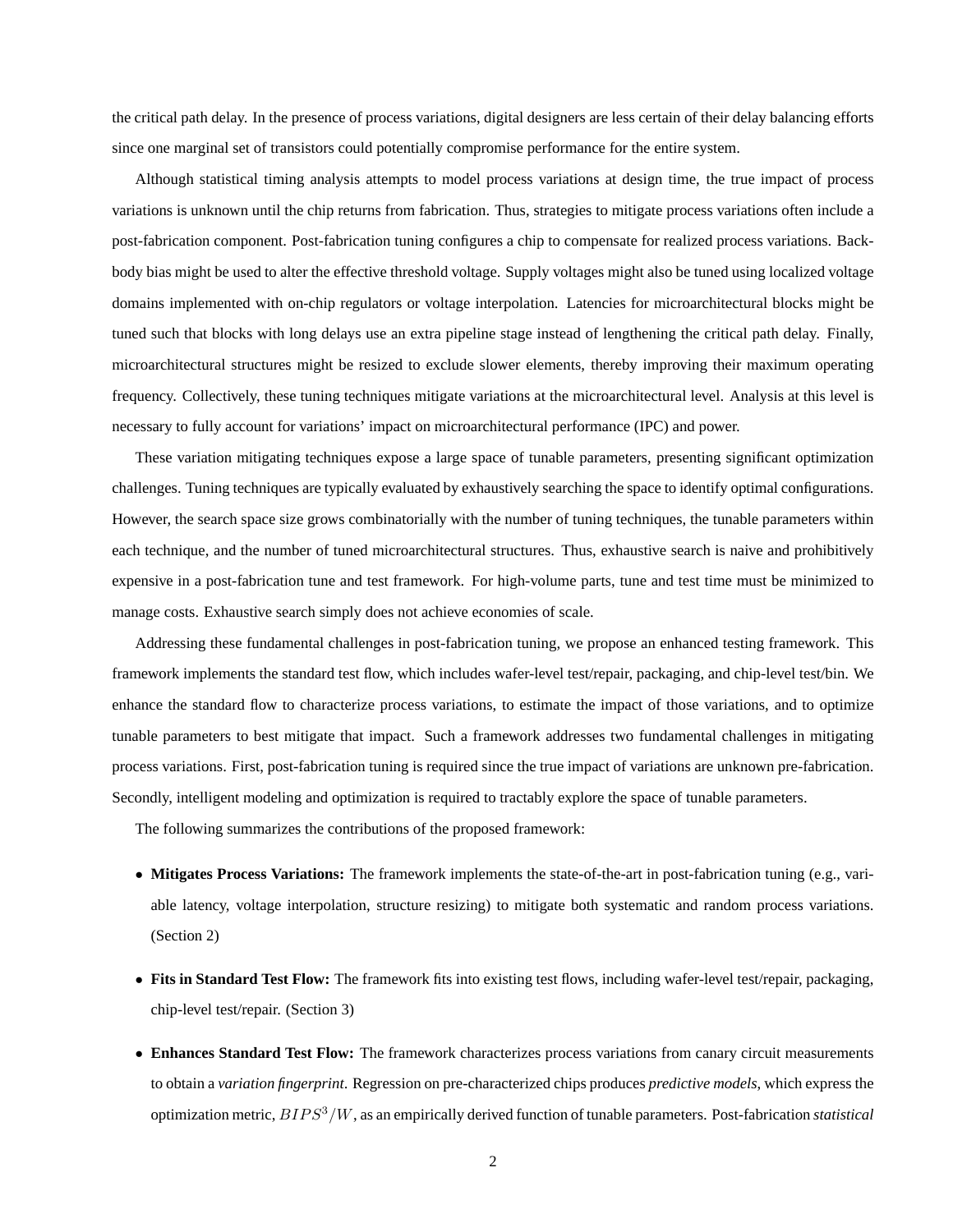the critical path delay. In the presence of process variations, digital designers are less certain of their delay balancing efforts since one marginal set of transistors could potentially compromise performance for the entire system.

Although statistical timing analysis attempts to model process variations at design time, the true impact of process variations is unknown until the chip returns from fabrication. Thus, strategies to mitigate process variations often include a post-fabrication component. Post-fabrication tuning configures a chip to compensate for realized process variations. Back-body bias might be used to alter the effective threshold voltage. Supply voltages might also be tuned using localized voltage domains implemented with on-chip regulators or voltage interpolation. Latencies for microarchitectural blocks might be tuned such that blocks with long delays use an extra pipeline stage instead of lengthening the critical path delay. Finally, microarchitectural structures might be resized to exclude slower elements, thereby improving their maximum operating frequency. Collectively, these tuning techniques mitigate variations at the microarchitectural level. Analysis at this level is necessary to fully account for variations' impact on microarchitectural performance (IPC) and power.

These variation mitigating techniques expose a large space of tunable parameters, presenting significant optimization challenges. Tuning techniques are typically evaluated by exhaustively searching the space to identify optimal configurations. However, the search space size grows combinatorially with the number of tuning techniques, the tunable parameters within each technique, and the number of tuned microarchitectural structures. Thus, exhaustive search is naive and prohibitively expensive in a post-fabrication tune and test framework. For high-volume parts, tune and test time must be minimized to manage costs. Exhaustive search simply does not achieve economies of scale.

Addressing these fundamental challenges in post-fabrication tuning, we propose an enhanced testing framework. This framework implements the standard test flow, which includes wafer-level test/repair, packaging, and chip-level test/bin. We enhance the standard flow to characterize process variations, to estimate the impact of those variations, and to optimize tunable parameters to best mitigate that impact. Such a framework addresses two fundamental challenges in mitigating process variations. First, post-fabrication tuning is required since the true impact of variations are unknown pre-fabrication. Secondly, intelligent modeling and optimization is required to tractably explore the space of tunable parameters.

The following summarizes the contributions of the proposed framework:

- **Mitigates Process Variations:** The framework implements the state-of-the-art in post-fabrication tuning (e.g., variable latency, voltage interpolation, structure resizing) to mitigate both systematic and random process variations. (Section 2)
- **Fits in Standard Test Flow:** The framework fits into existing test flows, including wafer-level test/repair, packaging, chip-level test/repair. (Section 3)
- **Enhances Standard Test Flow:** The framework characterizes process variations from canary circuit measurements to obtain a *variation fingerprint*. Regression on pre-characterized chips produces *predictive models*, which express the optimization metric, $BIPS^3/W$, as an empirically derived function of tunable parameters. Post-fabrication *statistical*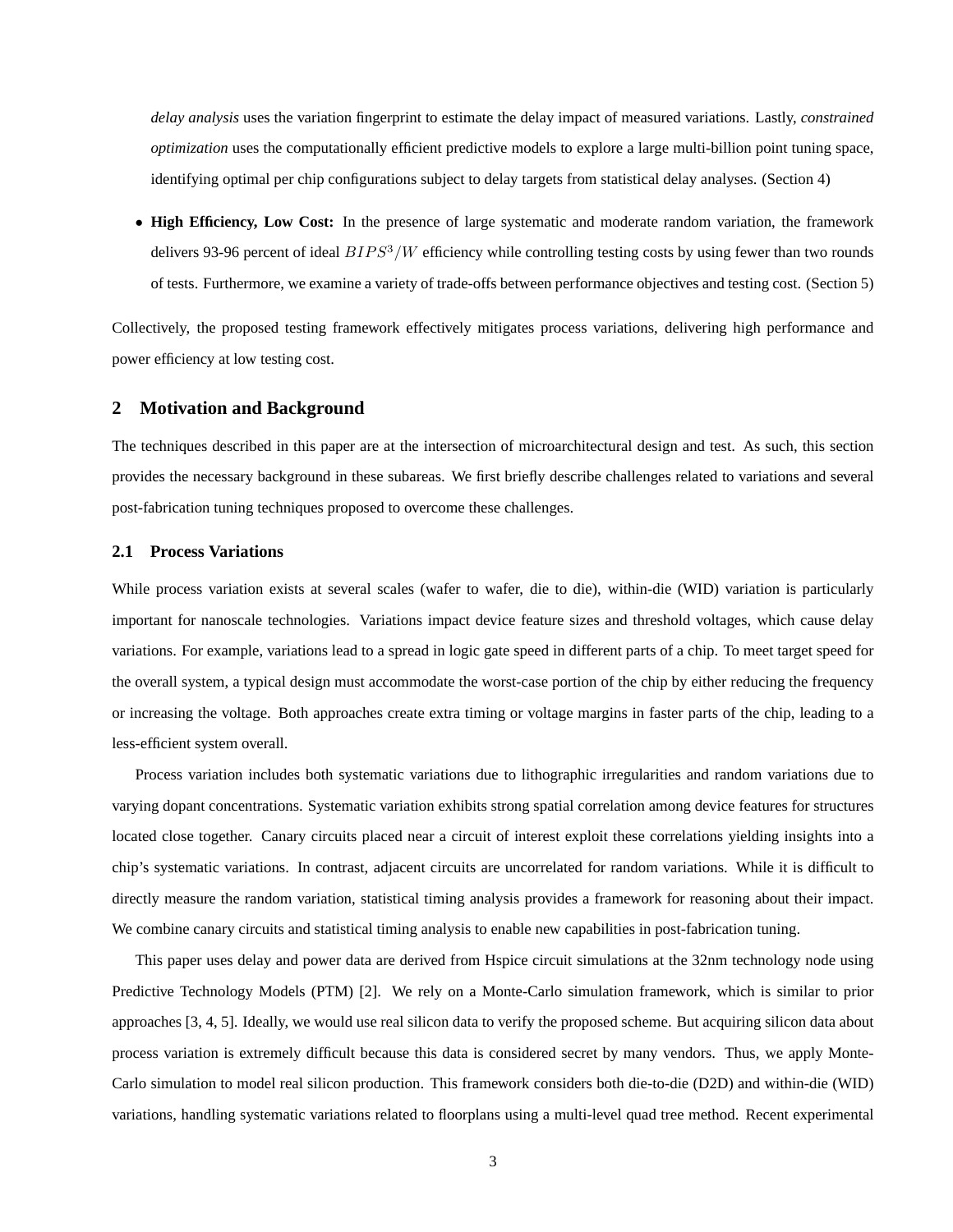*delay analysis* uses the variation fingerprint to estimate the delay impact of measured variations. Lastly, *constrained optimization* uses the computationally efficient predictive models to explore a large multi-billion point tuning space, identifying optimal per chip configurations subject to delay targets from statistical delay analyses. (Section 4)

- **High Efficiency, Low Cost:** In the presence of large systematic and moderate random variation, the framework delivers 93-96 percent of ideal $BIPS^3/W$ efficiency while controlling testing costs by using fewer than two rounds of tests. Furthermore, we examine a variety of trade-offs between performance objectives and testing cost. (Section 5)

Collectively, the proposed testing framework effectively mitigates process variations, delivering high performance and power efficiency at low testing cost.

## 2 Motivation and Background

The techniques described in this paper are at the intersection of microarchitectural design and test. As such, this section provides the necessary background in these subareas. We first briefly describe challenges related to variations and several post-fabrication tuning techniques proposed to overcome these challenges.

### 2.1 Process Variations

While process variation exists at several scales (wafer to wafer, die to die), within-die (WID) variation is particularly important for nanoscale technologies. Variations impact device feature sizes and threshold voltages, which cause delay variations. For example, variations lead to a spread in logic gate speed in different parts of a chip. To meet target speed for the overall system, a typical design must accommodate the worst-case portion of the chip by either reducing the frequency or increasing the voltage. Both approaches create extra timing or voltage margins in faster parts of the chip, leading to a less-efficient system overall.

Process variation includes both systematic variations due to lithographic irregularities and random variations due to varying dopant concentrations. Systematic variation exhibits strong spatial correlation among device features for structures located close together. Canary circuits placed near a circuit of interest exploit these correlations yielding insights into a chip's systematic variations. In contrast, adjacent circuits are uncorrelated for random variations. While it is difficult to directly measure the random variation, statistical timing analysis provides a framework for reasoning about their impact. We combine canary circuits and statistical timing analysis to enable new capabilities in post-fabrication tuning.

This paper uses delay and power data are derived from Hspice circuit simulations at the 32nm technology node using Predictive Technology Models (PTM) [2]. We rely on a Monte-Carlo simulation framework, which is similar to prior approaches [3, 4, 5]. Ideally, we would use real silicon data to verify the proposed scheme. But acquiring silicon data about process variation is extremely difficult because this data is considered secret by many vendors. Thus, we apply Monte-Carlo simulation to model real silicon production. This framework considers both die-to-die (D2D) and within-die (WID) variations, handling systematic variations related to floorplans using a multi-level quad tree method. Recent experimental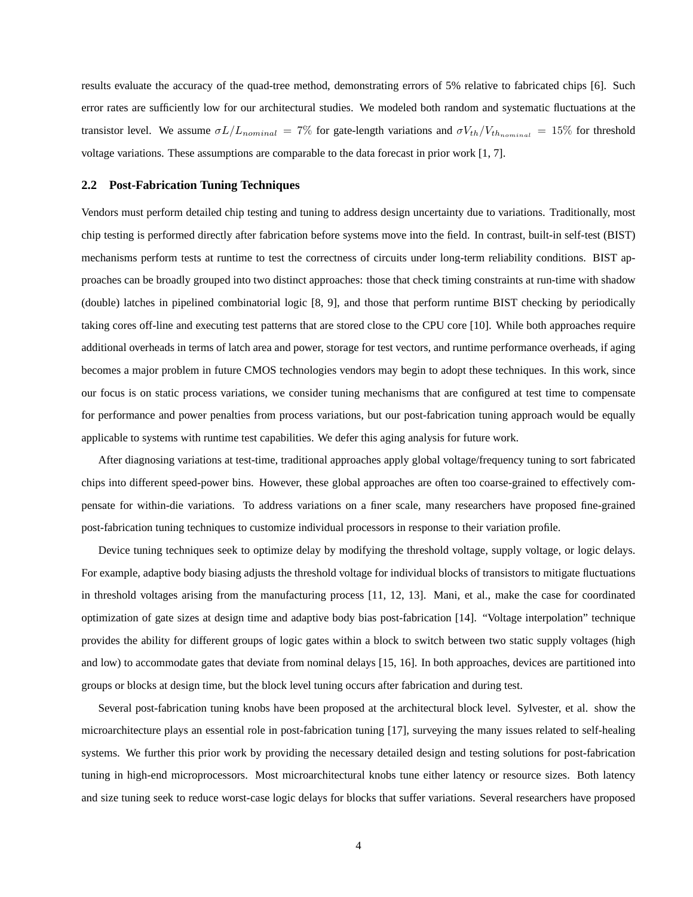results evaluate the accuracy of the quad-tree method, demonstrating errors of 5% relative to fabricated chips [6]. Such error rates are sufficiently low for our architectural studies. We modeled both random and systematic fluctuations at the transistor level. We assume $\sigma L/L_{nominal} = 7\%$ for gate-length variations and $\sigma V_{th}/V_{th_{nominal}} = 15\%$ for threshold voltage variations. These assumptions are comparable to the data forecast in prior work [1, 7].

### 2.2 Post-Fabrication Tuning Techniques

Vendors must perform detailed chip testing and tuning to address design uncertainty due to variations. Traditionally, most chip testing is performed directly after fabrication before systems move into the field. In contrast, built-in self-test (BIST) mechanisms perform tests at runtime to test the correctness of circuits under long-term reliability conditions. BIST approaches can be broadly grouped into two distinct approaches: those that check timing constraints at run-time with shadow (double) latches in pipelined combinatorial logic [8, 9], and those that perform runtime BIST checking by periodically taking cores off-line and executing test patterns that are stored close to the CPU core [10]. While both approaches require additional overheads in terms of latch area and power, storage for test vectors, and runtime performance overheads, if aging becomes a major problem in future CMOS technologies vendors may begin to adopt these techniques. In this work, since our focus is on static process variations, we consider tuning mechanisms that are configured at test time to compensate for performance and power penalties from process variations, but our post-fabrication tuning approach would be equally applicable to systems with runtime test capabilities. We defer this aging analysis for future work.

After diagnosing variations at test-time, traditional approaches apply global voltage/frequency tuning to sort fabricated chips into different speed-power bins. However, these global approaches are often too coarse-grained to effectively compensate for within-die variations. To address variations on a finer scale, many researchers have proposed fine-grained post-fabrication tuning techniques to customize individual processors in response to their variation profile.

Device tuning techniques seek to optimize delay by modifying the threshold voltage, supply voltage, or logic delays. For example, adaptive body biasing adjusts the threshold voltage for individual blocks of transistors to mitigate fluctuations in threshold voltages arising from the manufacturing process [11, 12, 13]. Mani, et al., make the case for coordinated optimization of gate sizes at design time and adaptive body bias post-fabrication [14]. "Voltage interpolation" technique provides the ability for different groups of logic gates within a block to switch between two static supply voltages (high and low) to accommodate gates that deviate from nominal delays [15, 16]. In both approaches, devices are partitioned into groups or blocks at design time, but the block level tuning occurs after fabrication and during test.

Several post-fabrication tuning knobs have been proposed at the architectural block level. Sylvester, et al. show the microarchitecture plays an essential role in post-fabrication tuning [17], surveying the many issues related to self-healing systems. We further this prior work by providing the necessary detailed design and testing solutions for post-fabrication tuning in high-end microprocessors. Most microarchitectural knobs tune either latency or resource sizes. Both latency and size tuning seek to reduce worst-case logic delays for blocks that suffer variations. Several researchers have proposed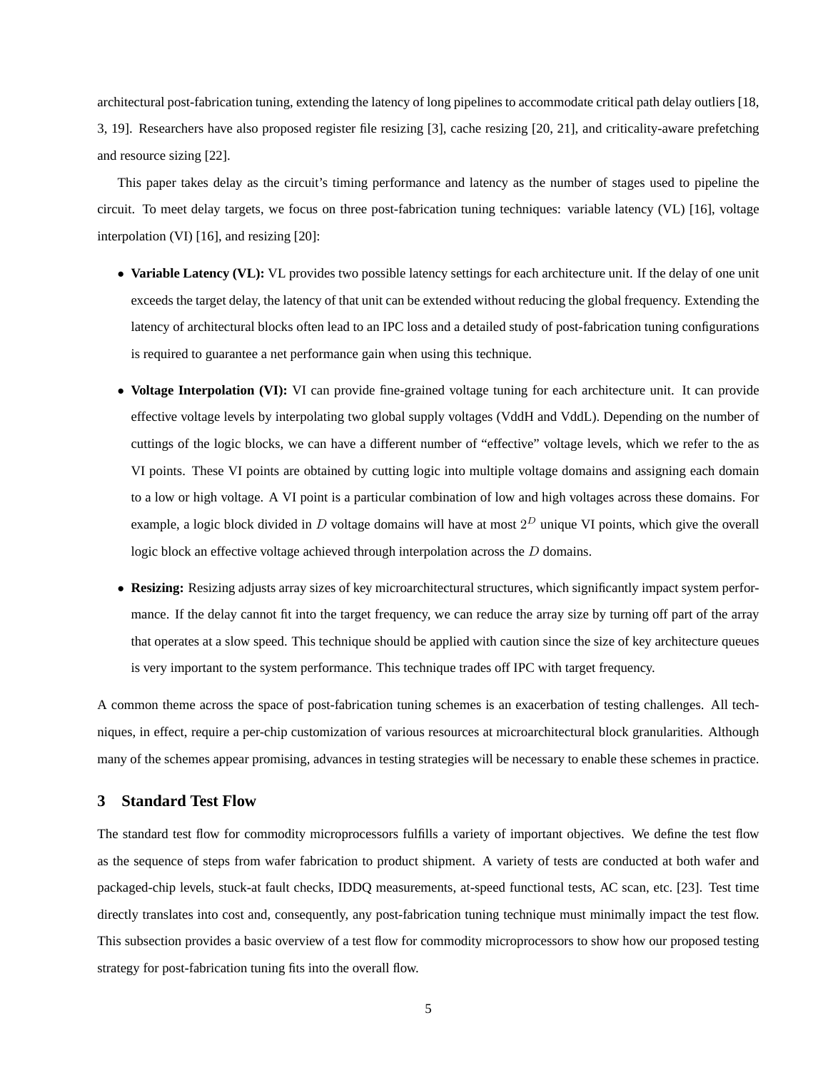architectural post-fabrication tuning, extending the latency of long pipelines to accommodate critical path delay outliers [18, 3, 19]. Researchers have also proposed register file resizing [3], cache resizing [20, 21], and criticality-aware prefetching and resource sizing [22].

This paper takes delay as the circuit's timing performance and latency as the number of stages used to pipeline the circuit. To meet delay targets, we focus on three post-fabrication tuning techniques: variable latency (VL) [16], voltage interpolation (VI) [16], and resizing [20]:

- **Variable Latency (VL):** VL provides two possible latency settings for each architecture unit. If the delay of one unit exceeds the target delay, the latency of that unit can be extended without reducing the global frequency. Extending the latency of architectural blocks often lead to an IPC loss and a detailed study of post-fabrication tuning configurations is required to guarantee a net performance gain when using this technique.

- **Voltage Interpolation (VI):** VI can provide fine-grained voltage tuning for each architecture unit. It can provide effective voltage levels by interpolating two global supply voltages (VddH and VddL). Depending on the number of cuttings of the logic blocks, we can have a different number of "effective" voltage levels, which we refer to the as VI points. These VI points are obtained by cutting logic into multiple voltage domains and assigning each domain to a low or high voltage. A VI point is a particular combination of low and high voltages across these domains. For example, a logic block divided in $D$ voltage domains will have at most $2^D$ unique VI points, which give the overall logic block an effective voltage achieved through interpolation across the $D$ domains.

- **Resizing:** Resizing adjusts array sizes of key microarchitectural structures, which significantly impact system performance. If the delay cannot fit into the target frequency, we can reduce the array size by turning off part of the array that operates at a slow speed. This technique should be applied with caution since the size of key architecture queues is very important to the system performance. This technique trades off IPC with target frequency.

A common theme across the space of post-fabrication tuning schemes is an exacerbation of testing challenges. All techniques, in effect, require a per-chip customization of various resources at microarchitectural block granularities. Although many of the schemes appear promising, advances in testing strategies will be necessary to enable these schemes in practice.

## 3 Standard Test Flow

The standard test flow for commodity microprocessors fulfills a variety of important objectives. We define the test flow as the sequence of steps from wafer fabrication to product shipment. A variety of tests are conducted at both wafer and packaged-chip levels, stuck-at fault checks, IDDQ measurements, at-speed functional tests, AC scan, etc. [23]. Test time directly translates into cost and, consequently, any post-fabrication tuning technique must minimally impact the test flow. This subsection provides a basic overview of a test flow for commodity microprocessors to show how our proposed testing strategy for post-fabrication tuning fits into the overall flow.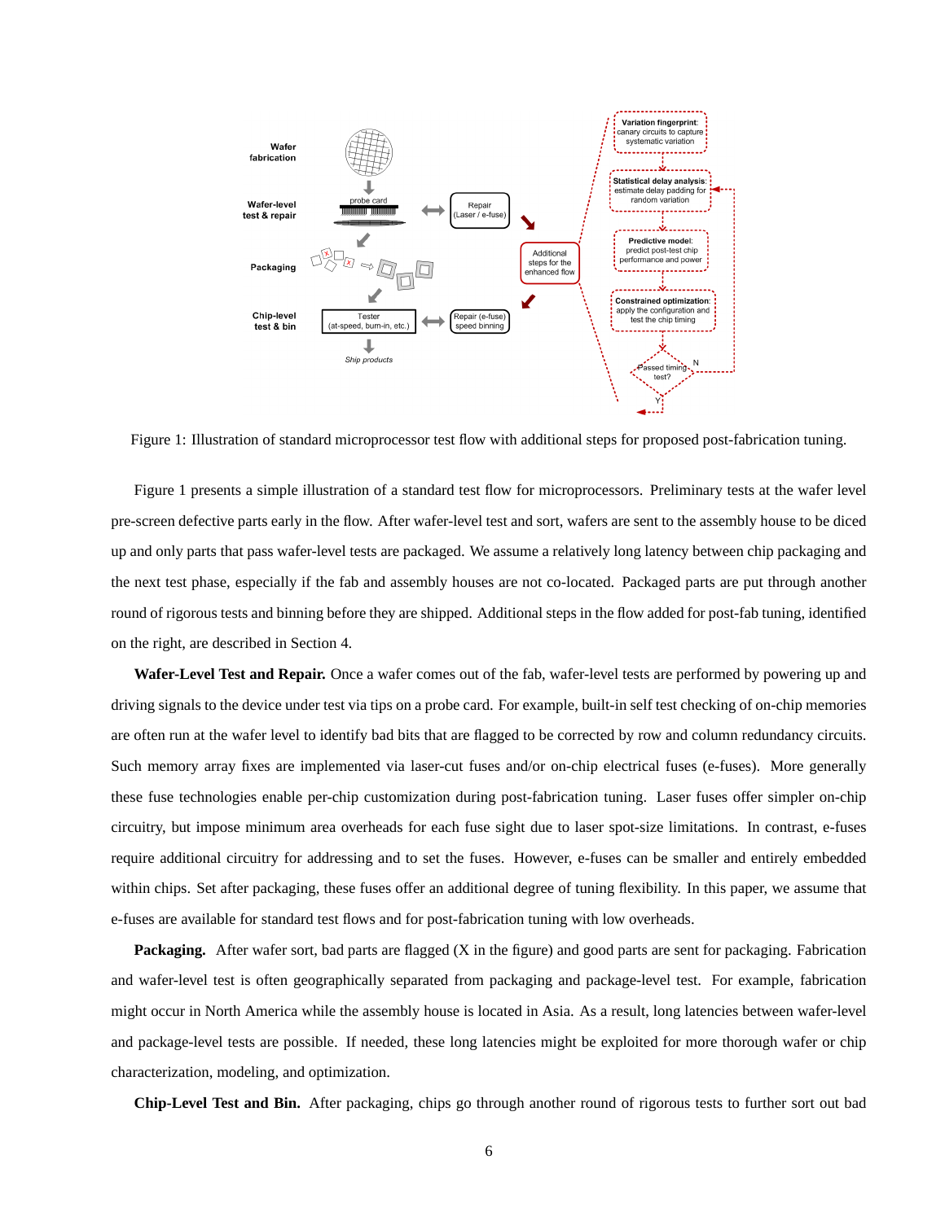Figure 1: Illustration of standard microprocessor test flow with additional steps for proposed post-fabrication tuning.

Figure 1 presents a simple illustration of a standard test flow for microprocessors. Preliminary tests at the wafer level pre-screen defective parts early in the flow. After wafer-level test and sort, wafers are sent to the assembly house to be diced up and only parts that pass wafer-level tests are packaged. We assume a relatively long latency between chip packaging and the next test phase, especially if the fab and assembly houses are not co-located. Packaged parts are put through another round of rigorous tests and binning before they are shipped. Additional steps in the flow added for post-fab tuning, identified on the right, are described in Section 4.

**Wafer-Level Test and Repair.** Once a wafer comes out of the fab, wafer-level tests are performed by powering up and driving signals to the device under test via tips on a probe card. For example, built-in self test checking of on-chip memories are often run at the wafer level to identify bad bits that are flagged to be corrected by row and column redundancy circuits. Such memory array fixes are implemented via laser-cut fuses and/or on-chip electrical fuses (e-fuses). More generally these fuse technologies enable per-chip customization during post-fabrication tuning. Laser fuses offer simpler on-chip circuitry, but impose minimum area overheads for each fuse sight due to laser spot-size limitations. In contrast, e-fuses require additional circuitry for addressing and to set the fuses. However, e-fuses can be smaller and entirely embedded within chips. Set after packaging, these fuses offer an additional degree of tuning flexibility. In this paper, we assume that e-fuses are available for standard test flows and for post-fabrication tuning with low overheads.

**Packaging.** After wafer sort, bad parts are flagged (X in the figure) and good parts are sent for packaging. Fabrication and wafer-level test is often geographically separated from packaging and package-level test. For example, fabrication might occur in North America while the assembly house is located in Asia. As a result, long latencies between wafer-level and package-level tests are possible. If needed, these long latencies might be exploited for more thorough wafer or chip characterization, modeling, and optimization.

**Chip-Level Test and Bin.** After packaging, chips go through another round of rigorous tests to further sort out bad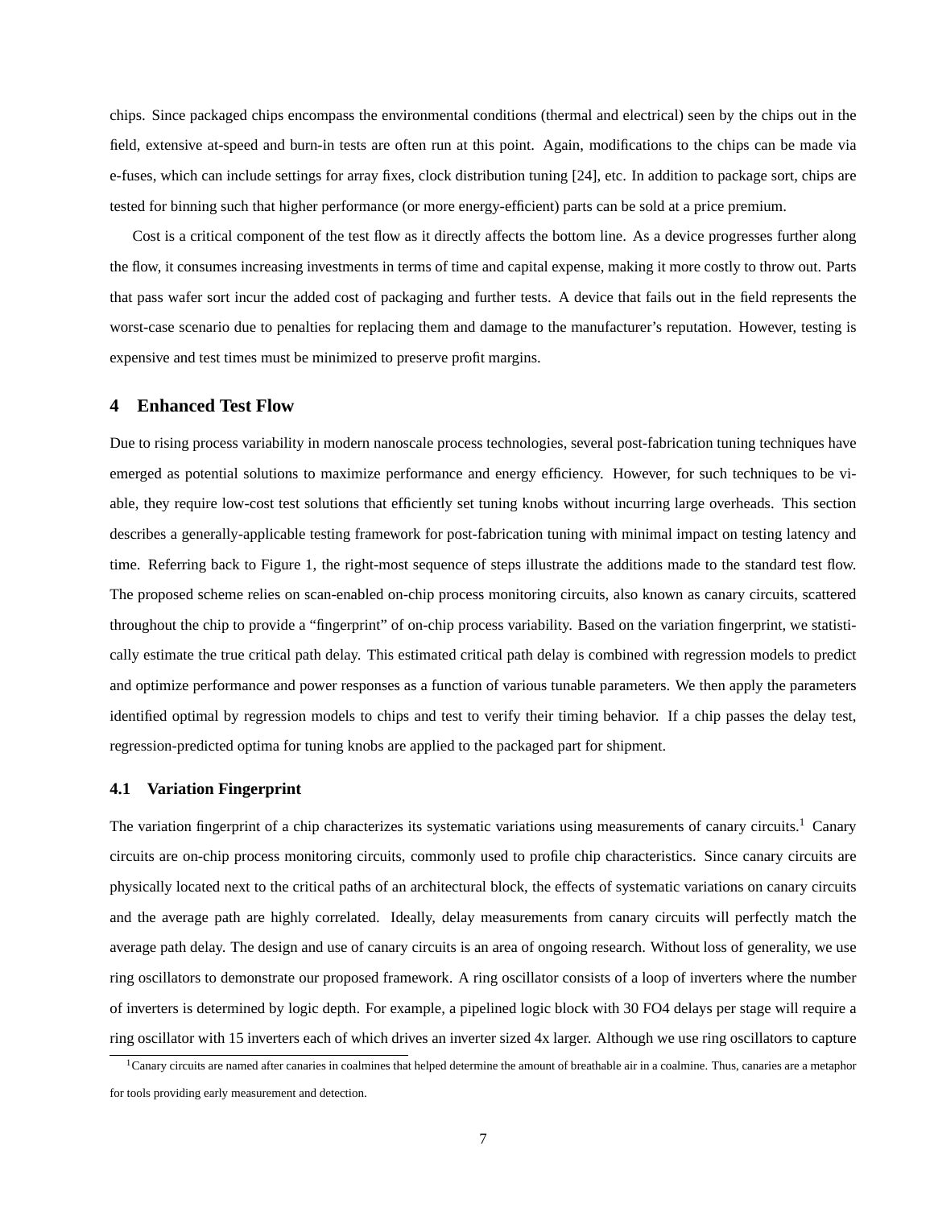chips. Since packaged chips encompass the environmental conditions (thermal and electrical) seen by the chips out in the field, extensive at-speed and burn-in tests are often run at this point. Again, modifications to the chips can be made via e-fuses, which can include settings for array fixes, clock distribution tuning [24], etc. In addition to package sort, chips are tested for binning such that higher performance (or more energy-efficient) parts can be sold at a price premium.

Cost is a critical component of the test flow as it directly affects the bottom line. As a device progresses further along the flow, it consumes increasing investments in terms of time and capital expense, making it more costly to throw out. Parts that pass wafer sort incur the added cost of packaging and further tests. A device that fails out in the field represents the worst-case scenario due to penalties for replacing them and damage to the manufacturer's reputation. However, testing is expensive and test times must be minimized to preserve profit margins.

## 4 Enhanced Test Flow

Due to rising process variability in modern nanoscale process technologies, several post-fabrication tuning techniques have emerged as potential solutions to maximize performance and energy efficiency. However, for such techniques to be viable, they require low-cost test solutions that efficiently set tuning knobs without incurring large overheads. This section describes a generally-applicable testing framework for post-fabrication tuning with minimal impact on testing latency and time. Referring back to Figure 1, the right-most sequence of steps illustrate the additions made to the standard test flow. The proposed scheme relies on scan-enabled on-chip process monitoring circuits, also known as canary circuits, scattered throughout the chip to provide a "fingerprint" of on-chip process variability. Based on the variation fingerprint, we statistically estimate the true critical path delay. This estimated critical path delay is combined with regression models to predict and optimize performance and power responses as a function of various tunable parameters. We then apply the parameters identified optimal by regression models to chips and test to verify their timing behavior. If a chip passes the delay test, regression-predicted optima for tuning knobs are applied to the packaged part for shipment.

### 4.1 Variation Fingerprint

The variation fingerprint of a chip characterizes its systematic variations using measurements of canary circuits.[1] Canary circuits are on-chip process monitoring circuits, commonly used to profile chip characteristics. Since canary circuits are physically located next to the critical paths of an architectural block, the effects of systematic variations on canary circuits and the average path are highly correlated. Ideally, delay measurements from canary circuits will perfectly match the average path delay. The design and use of canary circuits is an area of ongoing research. Without loss of generality, we use ring oscillators to demonstrate our proposed framework. A ring oscillator consists of a loop of inverters where the number of inverters is determined by logic depth. For example, a pipelined logic block with 30 FO4 delays per stage will require a ring oscillator with 15 inverters each of which drives an inverter sized 4x larger. Although we use ring oscillators to capture

[1] Canary circuits are named after canaries in coalmines that helped determine the amount of breathable air in a coalmine. Thus, canaries are a metaphor for tools providing early measurement and detection.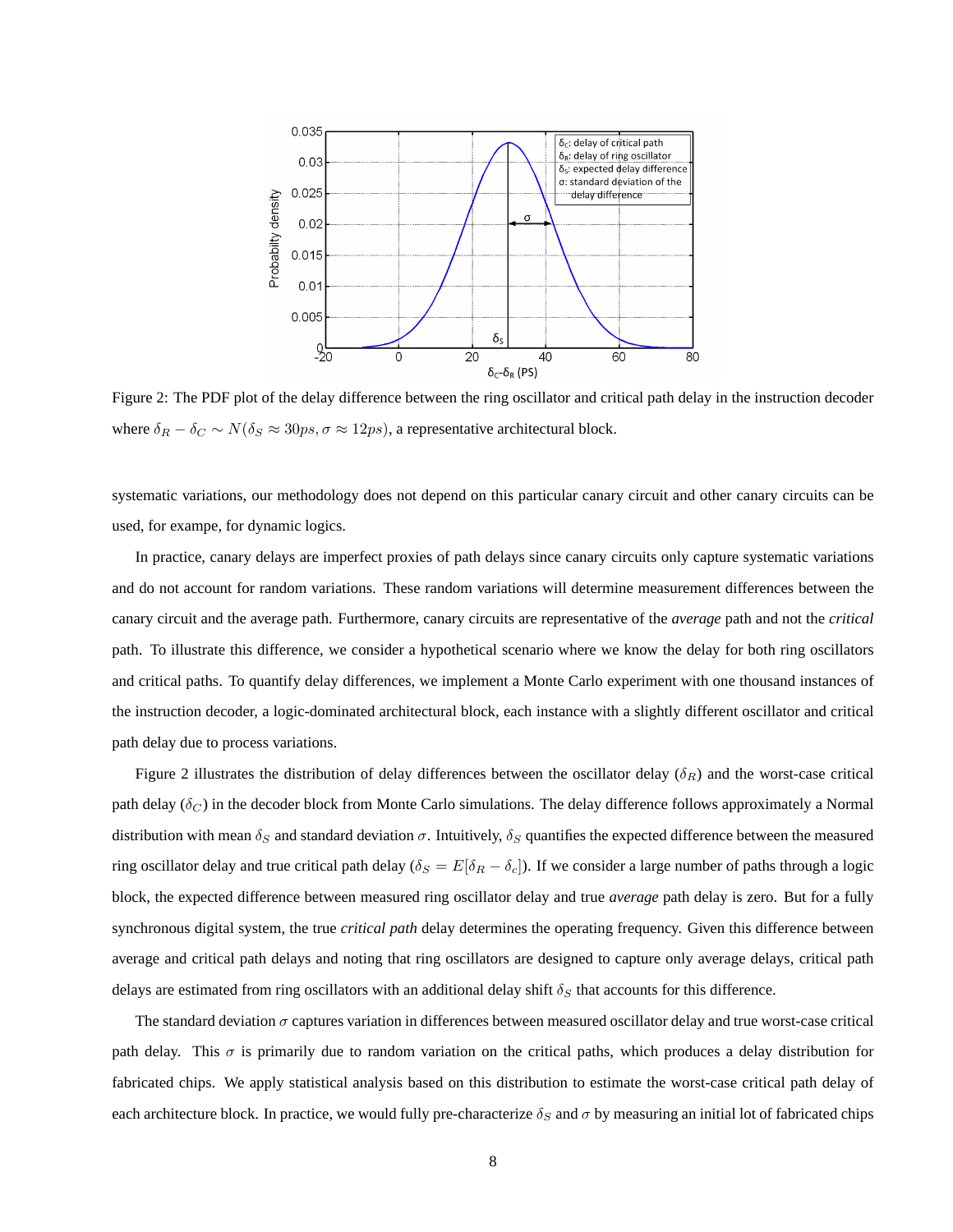Figure 2: The PDF plot of the delay difference between the ring oscillator and critical path delay in the instruction decoder where $\delta_R - \delta_C \sim N(\delta_S \approx 30ps, \sigma \approx 12ps)$, a representative architectural block.

systematic variations, our methodology does not depend on this particular canary circuit and other canary circuits can be used, for exampe, for dynamic logics.

In practice, canary delays are imperfect proxies of path delays since canary circuits only capture systematic variations and do not account for random variations. These random variations will determine measurement differences between the canary circuit and the average path. Furthermore, canary circuits are representative of the *average* path and not the *critical* path. To illustrate this difference, we consider a hypothetical scenario where we know the delay for both ring oscillators and critical paths. To quantify delay differences, we implement a Monte Carlo experiment with one thousand instances of the instruction decoder, a logic-dominated architectural block, each instance with a slightly different oscillator and critical path delay due to process variations.

Figure 2 illustrates the distribution of delay differences between the oscillator delay ($\delta_R$) and the worst-case critical path delay ($\delta_C$) in the decoder block from Monte Carlo simulations. The delay difference follows approximately a Normal distribution with mean $\delta_S$ and standard deviation $\sigma$. Intuitively, $\delta_S$ quantifies the expected difference between the measured ring oscillator delay and true critical path delay ($\delta_S = E[\delta_R - \delta_c]$). If we consider a large number of paths through a logic block, the expected difference between measured ring oscillator delay and true *average* path delay is zero. But for a fully synchronous digital system, the true *critical path* delay determines the operating frequency. Given this difference between average and critical path delays and noting that ring oscillators are designed to capture only average delays, critical path delays are estimated from ring oscillators with an additional delay shift $\delta_S$ that accounts for this difference.

The standard deviation $\sigma$ captures variation in differences between measured oscillator delay and true worst-case critical path delay. This $\sigma$ is primarily due to random variation on the critical paths, which produces a delay distribution for fabricated chips. We apply statistical analysis based on this distribution to estimate the worst-case critical path delay of each architecture block. In practice, we would fully pre-characterize $\delta_S$ and $\sigma$ by measuring an initial lot of fabricated chips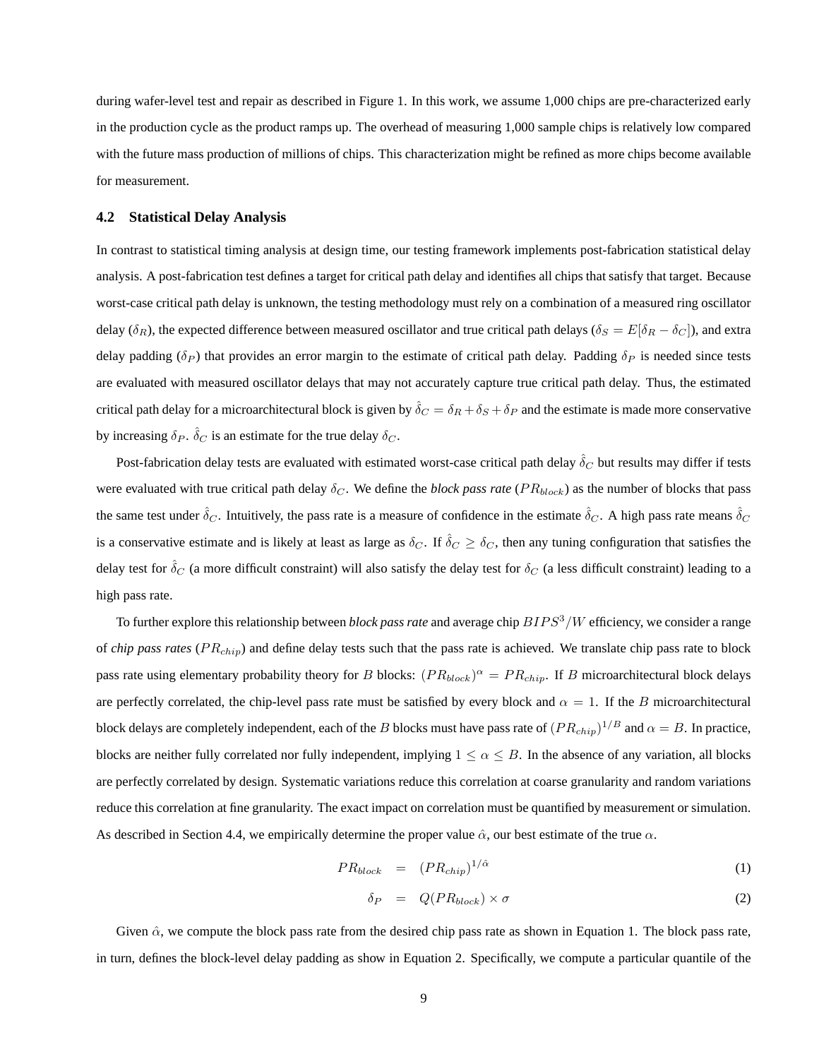during wafer-level test and repair as described in Figure 1. In this work, we assume 1,000 chips are pre-characterized early in the production cycle as the product ramps up. The overhead of measuring 1,000 sample chips is relatively low compared with the future mass production of millions of chips. This characterization might be refined as more chips become available for measurement.

### 4.2 Statistical Delay Analysis

In contrast to statistical timing analysis at design time, our testing framework implements post-fabrication statistical delay analysis. A post-fabrication test defines a target for critical path delay and identifies all chips that satisfy that target. Because worst-case critical path delay is unknown, the testing methodology must rely on a combination of a measured ring oscillator delay ($\delta_R$), the expected difference between measured oscillator and true critical path delays ($\delta_S = E[\delta_R - \delta_C]$), and extra delay padding ($\delta_P$) that provides an error margin to the estimate of critical path delay. Padding $\delta_P$ is needed since tests are evaluated with measured oscillator delays that may not accurately capture true critical path delay. Thus, the estimated critical path delay for a microarchitectural block is given by $\hat{\delta}_C = \delta_R + \delta_S + \delta_P$ and the estimate is made more conservative by increasing $\delta_P$. $\hat{\delta}_C$ is an estimate for the true delay $\delta_C$.

Post-fabrication delay tests are evaluated with estimated worst-case critical path delay $\hat{\delta}_C$ but results may differ if tests were evaluated with true critical path delay $\delta_C$. We define the *block pass rate* ($PR_{block}$) as the number of blocks that pass the same test under $\hat{\delta}_C$. Intuitively, the pass rate is a measure of confidence in the estimate $\hat{\delta}_C$. A high pass rate means $\hat{\delta}_C$ is a conservative estimate and is likely at least as large as $\delta_C$. If $\hat{\delta}_C \geq \delta_C$, then any tuning configuration that satisfies the delay test for $\hat{\delta}_C$ (a more difficult constraint) will also satisfy the delay test for $\delta_C$ (a less difficult constraint) leading to a high pass rate.

To further explore this relationship between *block pass rate* and average chip $BIPS^3/W$ efficiency, we consider a range of *chip pass rates* ($PR_{chip}$) and define delay tests such that the pass rate is achieved. We translate chip pass rate to block pass rate using elementary probability theory for $B$ blocks: $(PR_{block})^{\alpha} = PR_{chip}$. If $B$ microarchitectural block delays are perfectly correlated, the chip-level pass rate must be satisfied by every block and $\alpha = 1$. If the $B$ microarchitectural block delays are completely independent, each of the $B$ blocks must have pass rate of $(PR_{chip})^{1/B}$ and $\alpha = B$. In practice, blocks are neither fully correlated nor fully independent, implying $1 \leq \alpha \leq B$. In the absence of any variation, all blocks are perfectly correlated by design. Systematic variations reduce this correlation at coarse granularity and random variations reduce this correlation at fine granularity. The exact impact on correlation must be quantified by measurement or simulation. As described in Section 4.4, we empirically determine the proper value $\hat{\alpha}$, our best estimate of the true $\alpha$.

$$PR_{block} = (PR_{chip})^{1/\hat{\alpha}} \quad (1)$$

$$\delta_P = Q(PR_{block}) \times \sigma \quad (2)$$

Given $\hat{\alpha}$, we compute the block pass rate from the desired chip pass rate as shown in Equation 1. The block pass rate, in turn, defines the block-level delay padding as show in Equation 2. Specifically, we compute a particular quantile of the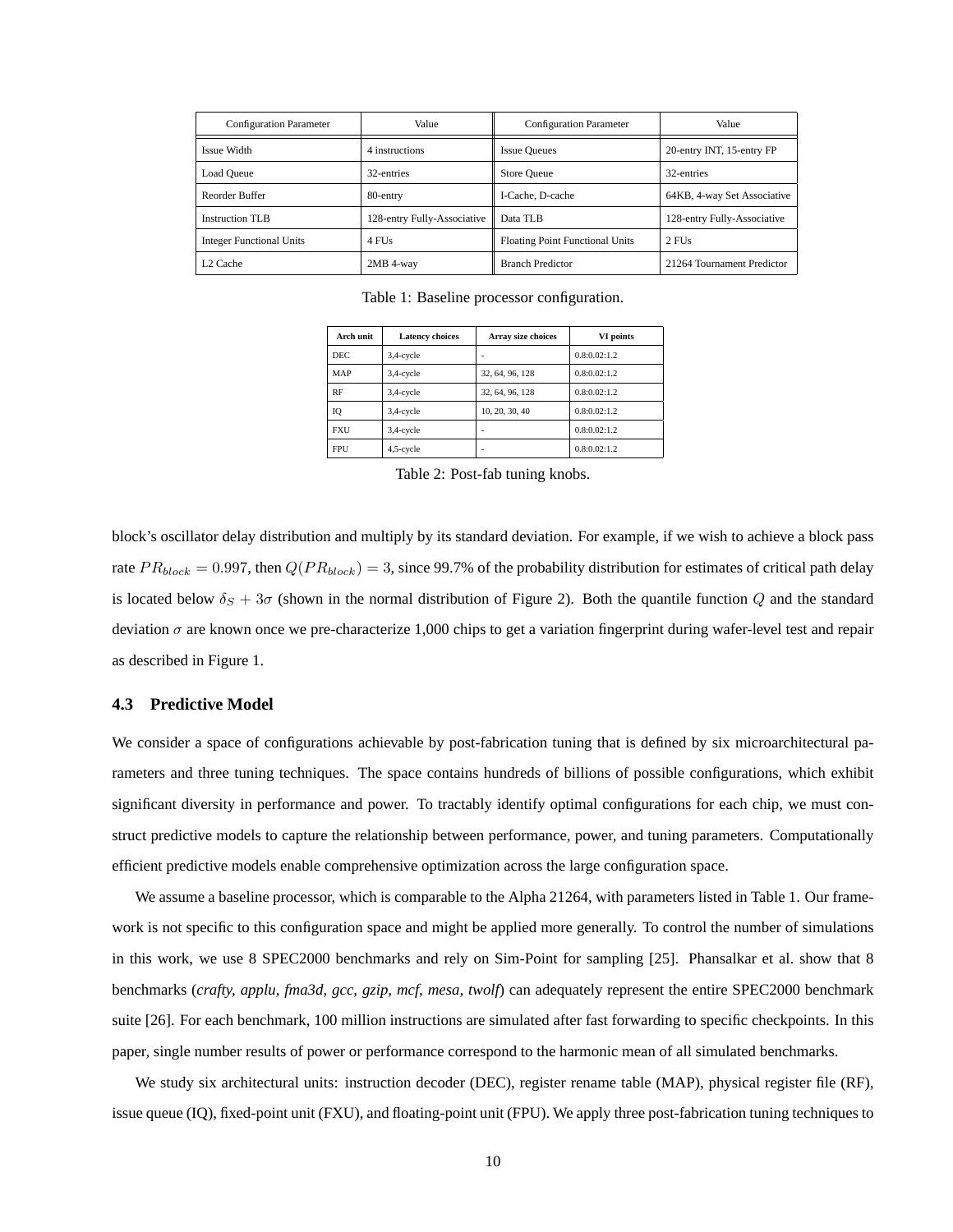| Configuration Parameter | Value | Configuration Parameter | Value |
|---|---|---|---|
| Issue Width | 4 instructions | Issue Queues | 20-entry INT, 15-entry FP |
| Load Queue | 32-entries | Store Queue | 32-entries |
| Reorder Buffer | 80-entry | I-Cache, D-cache | 64KB, 4-way Set Associative |
| Instruction TLB | 128-entry Fully-Associative | Data TLB | 128-entry Fully-Associative |
| Integer Functional Units | 4 FUs | Floating Point Functional Units | 2 FUs |
| L2 Cache | 2MB 4-way | Branch Predictor | 21264 Tournament Predictor |

Table 1: Baseline processor configuration.

| Arch unit | Latency choices | Array size choices | VI points |
|---|---|---|---|
| DEC | 3,4-cycle | - | 0.8:0.02:1.2 |
| MAP | 3,4-cycle | 32, 64, 96, 128 | 0.8:0.02:1.2 |
| RF | 3,4-cycle | 32, 64, 96, 128 | 0.8:0.02:1.2 |
| IQ | 3,4-cycle | 10, 20, 30, 40 | 0.8:0.02:1.2 |
| FXU | 3,4-cycle | - | 0.8:0.02:1.2 |
| FPU | 4,5-cycle | - | 0.8:0.02:1.2 |

Table 2: Post-fab tuning knobs.

block's oscillator delay distribution and multiply by its standard deviation. For example, if we wish to achieve a block pass rate $PR_{block} = 0.997$, then $Q(PR_{block}) = 3$, since 99.7% of the probability distribution for estimates of critical path delay is located below $\delta_S + 3\sigma$ (shown in the normal distribution of Figure 2). Both the quantile function $Q$ and the standard deviation $\sigma$ are known once we pre-characterize 1,000 chips to get a variation fingerprint during wafer-level test and repair as described in Figure 1.

### 4.3 Predictive Model

We consider a space of configurations achievable by post-fabrication tuning that is defined by six microarchitectural parameters and three tuning techniques. The space contains hundreds of billions of possible configurations, which exhibit significant diversity in performance and power. To tractably identify optimal configurations for each chip, we must construct predictive models to capture the relationship between performance, power, and tuning parameters. Computationally efficient predictive models enable comprehensive optimization across the large configuration space.

We assume a baseline processor, which is comparable to the Alpha 21264, with parameters listed in Table 1. Our framework is not specific to this configuration space and might be applied more generally. To control the number of simulations in this work, we use 8 SPEC2000 benchmarks and rely on Sim-Point for sampling [25]. Phansalkar et al. show that 8 benchmarks (*crafty, applu, fma3d, gcc, gzip, mcf, mesa, twolf*) can adequately represent the entire SPEC2000 benchmark suite [26]. For each benchmark, 100 million instructions are simulated after fast forwarding to specific checkpoints. In this paper, single number results of power or performance correspond to the harmonic mean of all simulated benchmarks.

We study six architectural units: instruction decoder (DEC), register rename table (MAP), physical register file (RF), issue queue (IQ), fixed-point unit (FXU), and floating-point unit (FPU). We apply three post-fabrication tuning techniques to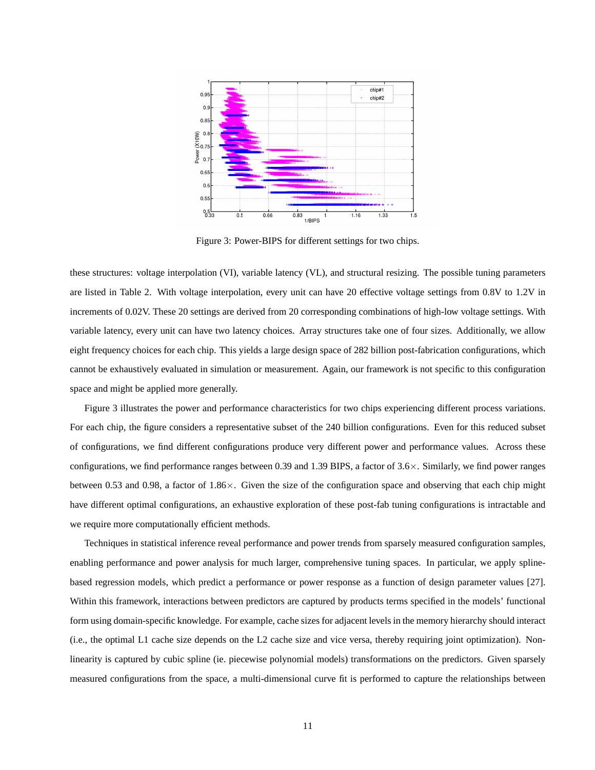Figure 3: Power-BIPS for different settings for two chips.

these structures: voltage interpolation (VI), variable latency (VL), and structural resizing. The possible tuning parameters are listed in Table 2. With voltage interpolation, every unit can have 20 effective voltage settings from 0.8V to 1.2V in increments of 0.02V. These 20 settings are derived from 20 corresponding combinations of high-low voltage settings. With variable latency, every unit can have two latency choices. Array structures take one of four sizes. Additionally, we allow eight frequency choices for each chip. This yields a large design space of 282 billion post-fabrication configurations, which cannot be exhaustively evaluated in simulation or measurement. Again, our framework is not specific to this configuration space and might be applied more generally.

Figure 3 illustrates the power and performance characteristics for two chips experiencing different process variations. For each chip, the figure considers a representative subset of the 240 billion configurations. Even for this reduced subset of configurations, we find different configurations produce very different power and performance values. Across these configurations, we find performance ranges between 0.39 and 1.39 BIPS, a factor of 3.6×. Similarly, we find power ranges between 0.53 and 0.98, a factor of 1.86×. Given the size of the configuration space and observing that each chip might have different optimal configurations, an exhaustive exploration of these post-fab tuning configurations is intractable and we require more computationally efficient methods.

Techniques in statistical inference reveal performance and power trends from sparsely measured configuration samples, enabling performance and power analysis for much larger, comprehensive tuning spaces. In particular, we apply spline-based regression models, which predict a performance or power response as a function of design parameter values [27]. Within this framework, interactions between predictors are captured by products terms specified in the models' functional form using domain-specific knowledge. For example, cache sizes for adjacent levels in the memory hierarchy should interact (i.e., the optimal L1 cache size depends on the L2 cache size and vice versa, thereby requiring joint optimization). Non-linearity is captured by cubic spline (ie. piecewise polynomial models) transformations on the predictors. Given sparsely measured configurations from the space, a multi-dimensional curve fit is performed to capture the relationships between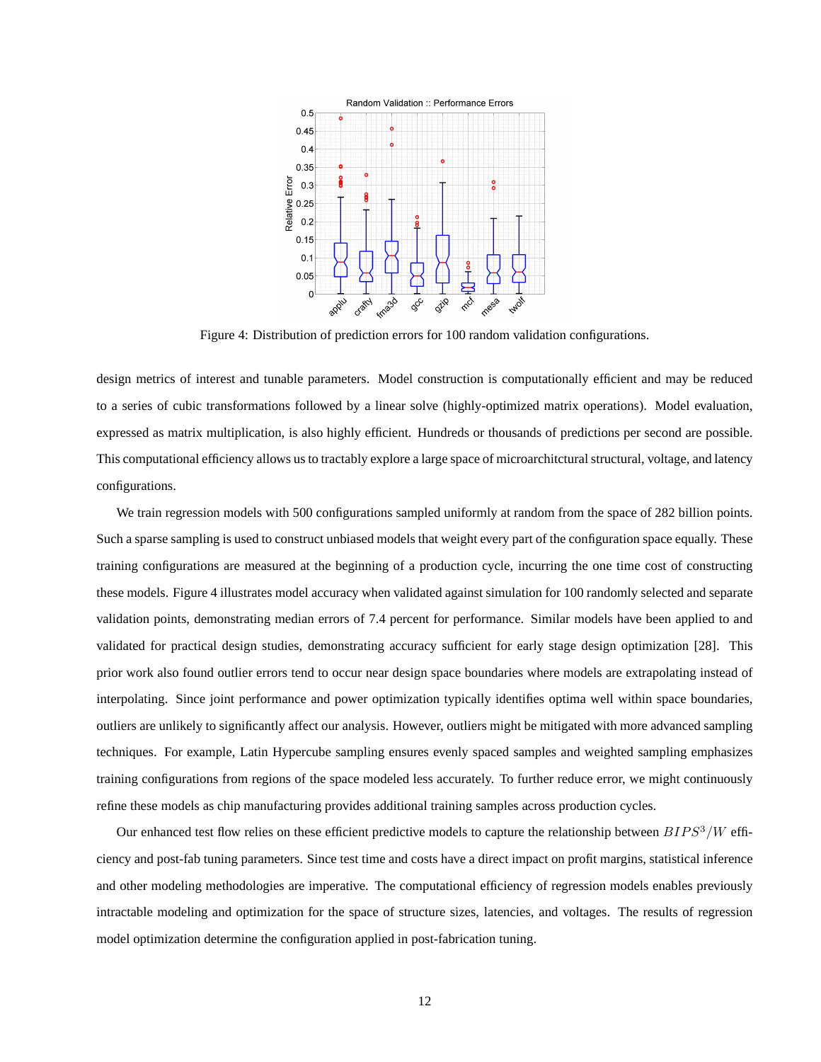Figure 4: Distribution of prediction errors for 100 random validation configurations.

design metrics of interest and tunable parameters. Model construction is computationally efficient and may be reduced to a series of cubic transformations followed by a linear solve (highly-optimized matrix operations). Model evaluation, expressed as matrix multiplication, is also highly efficient. Hundreds or thousands of predictions per second are possible. This computational efficiency allows us to tractably explore a large space of microarchitctural structural, voltage, and latency configurations.

We train regression models with 500 configurations sampled uniformly at random from the space of 282 billion points. Such a sparse sampling is used to construct unbiased models that weight every part of the configuration space equally. These training configurations are measured at the beginning of a production cycle, incurring the one time cost of constructing these models. Figure 4 illustrates model accuracy when validated against simulation for 100 randomly selected and separate validation points, demonstrating median errors of 7.4 percent for performance. Similar models have been applied to and validated for practical design studies, demonstrating accuracy sufficient for early stage design optimization [28]. This prior work also found outlier errors tend to occur near design space boundaries where models are extrapolating instead of interpolating. Since joint performance and power optimization typically identifies optima well within space boundaries, outliers are unlikely to significantly affect our analysis. However, outliers might be mitigated with more advanced sampling techniques. For example, Latin Hypercube sampling ensures evenly spaced samples and weighted sampling emphasizes training configurations from regions of the space modeled less accurately. To further reduce error, we might continuously refine these models as chip manufacturing provides additional training samples across production cycles.

Our enhanced test flow relies on these efficient predictive models to capture the relationship between $BIPS^3/W$ efficiency and post-fab tuning parameters. Since test time and costs have a direct impact on profit margins, statistical inference and other modeling methodologies are imperative. The computational efficiency of regression models enables previously intractable modeling and optimization for the space of structure sizes, latencies, and voltages. The results of regression model optimization determine the configuration applied in post-fabrication tuning.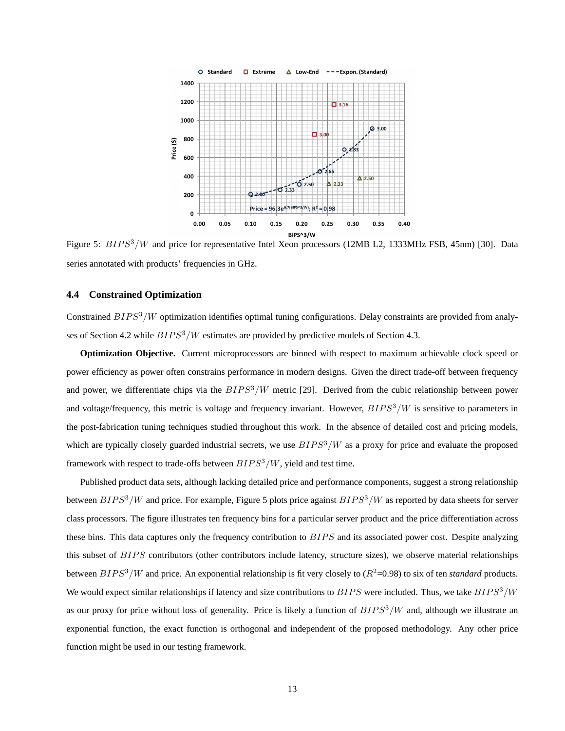Figure 5: $BIPS^3/W$ and price for representative Intel Xeon processors (12MB L2, 1333MHz FSB, 45nm) [30]. Data series annotated with products' frequencies in GHz.

### 4.4 Constrained Optimization

Constrained $BIPS^3/W$ optimization identifies optimal tuning configurations. Delay constraints are provided from analyses of Section 4.2 while $BIPS^3/W$ estimates are provided by predictive models of Section 4.3.

**Optimization Objective.** Current microprocessors are binned with respect to maximum achievable clock speed or power efficiency as power often constrains performance in modern designs. Given the direct trade-off between frequency and power, we differentiate chips via the $BIPS^3/W$ metric [29]. Derived from the cubic relationship between power and voltage/frequency, this metric is voltage and frequency invariant. However, $BIPS^3/W$ is sensitive to parameters in the post-fabrication tuning techniques studied throughout this work. In the absence of detailed cost and pricing models, which are typically closely guarded industrial secrets, we use $BIPS^3/W$ as a proxy for price and evaluate the proposed framework with respect to trade-offs between $BIPS^3/W$, yield and test time.

Published product data sets, although lacking detailed price and performance components, suggest a strong relationship between $BIPS^3/W$ and price. For example, Figure 5 plots price against $BIPS^3/W$ as reported by data sheets for server class processors. The figure illustrates ten frequency bins for a particular server product and the price differentiation across these bins. This data captures only the frequency contribution to $BIPS$ and its associated power cost. Despite analyzing this subset of $BIPS$ contributors (other contributors include latency, structure sizes), we observe material relationships between $BIPS^3/W$ and price. An exponential relationship is fit very closely to ($R^2$=0.98) to six of ten *standard* products. We would expect similar relationships if latency and size contributions to $BIPS$ were included. Thus, we take $BIPS^3/W$ as our proxy for price without loss of generality. Price is likely a function of $BIPS^3/W$ and, although we illustrate an exponential function, the exact function is orthogonal and independent of the proposed methodology. Any other price function might be used in our testing framework.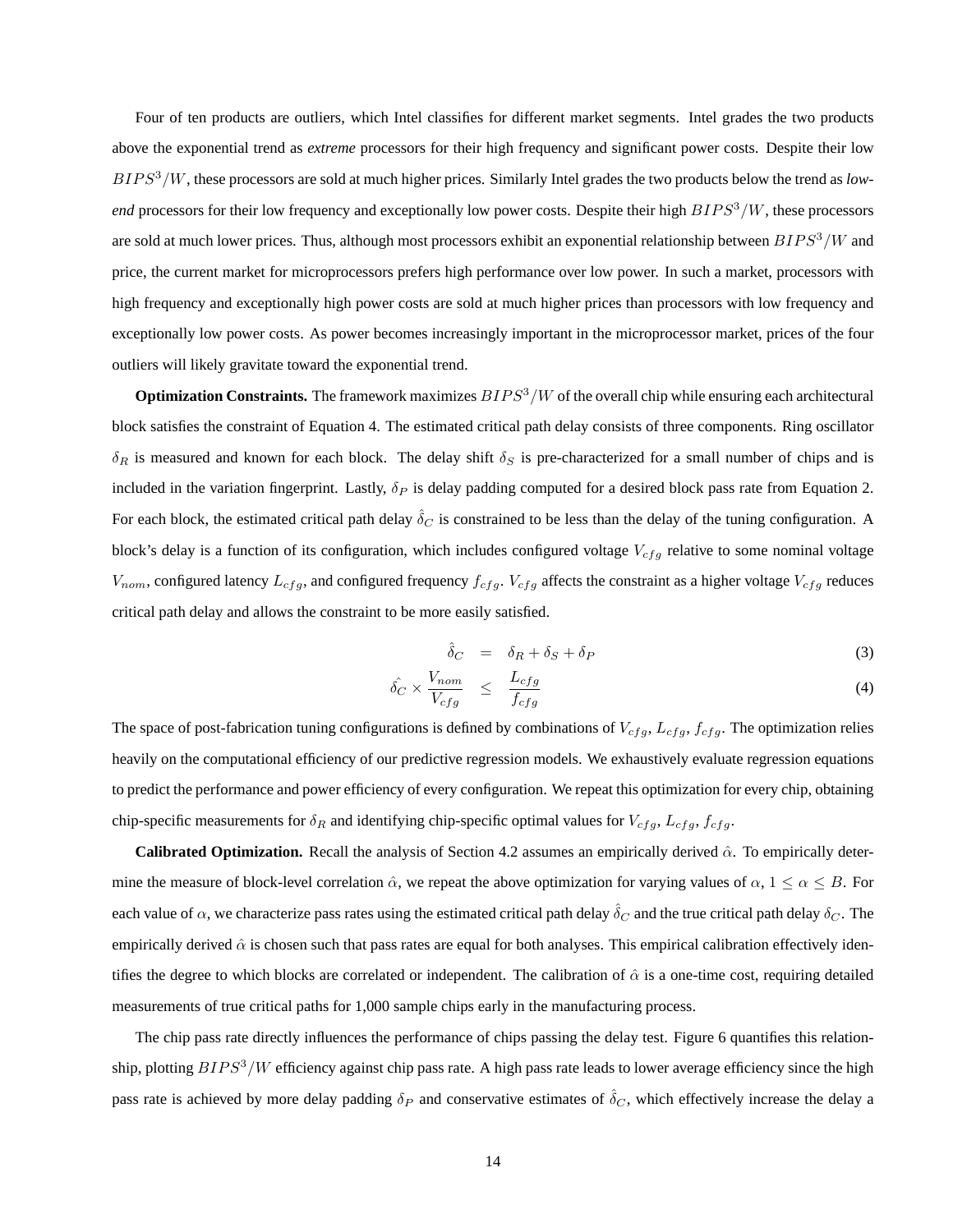Four of ten products are outliers, which Intel classifies for different market segments. Intel grades the two products above the exponential trend as *extreme* processors for their high frequency and significant power costs. Despite their low $BIPS^3/W$, these processors are sold at much higher prices. Similarly Intel grades the two products below the trend as *low-end* processors for their low frequency and exceptionally low power costs. Despite their high $BIPS^3/W$, these processors are sold at much lower prices. Thus, although most processors exhibit an exponential relationship between $BIPS^3/W$ and price, the current market for microprocessors prefers high performance over low power. In such a market, processors with high frequency and exceptionally high power costs are sold at much higher prices than processors with low frequency and exceptionally low power costs. As power becomes increasingly important in the microprocessor market, prices of the four outliers will likely gravitate toward the exponential trend.

**Optimization Constraints.** The framework maximizes $BIPS^3/W$ of the overall chip while ensuring each architectural block satisfies the constraint of Equation 4. The estimated critical path delay consists of three components. Ring oscillator $\delta_R$ is measured and known for each block. The delay shift $\delta_S$ is pre-characterized for a small number of chips and is included in the variation fingerprint. Lastly, $\delta_P$ is delay padding computed for a desired block pass rate from Equation 2. For each block, the estimated critical path delay $\hat{\delta}_C$ is constrained to be less than the delay of the tuning configuration. A block's delay is a function of its configuration, which includes configured voltage $V_{cfg}$ relative to some nominal voltage $V_{nom}$, configured latency $L_{cfg}$, and configured frequency $f_{cfg}$. $V_{cfg}$ affects the constraint as a higher voltage $V_{cfg}$ reduces critical path delay and allows the constraint to be more easily satisfied.

$$\hat{\delta}_C = \delta_R + \delta_S + \delta_P \tag{3}$$

$$\hat{\delta_C} \times \frac{V_{nom}}{V_{cfg}} \leq \frac{L_{cfg}}{f_{cfg}} \tag{4}$$

The space of post-fabrication tuning configurations is defined by combinations of $V_{cfg}$, $L_{cfg}$, $f_{cfg}$. The optimization relies heavily on the computational efficiency of our predictive regression models. We exhaustively evaluate regression equations to predict the performance and power efficiency of every configuration. We repeat this optimization for every chip, obtaining chip-specific measurements for $\delta_R$ and identifying chip-specific optimal values for $V_{cfg}$, $L_{cfg}$, $f_{cfg}$.

**Calibrated Optimization.** Recall the analysis of Section 4.2 assumes an empirically derived $\hat{\alpha}$. To empirically determine the measure of block-level correlation $\hat{\alpha}$, we repeat the above optimization for varying values of $\alpha$, $1 \leq \alpha \leq B$. For each value of $\alpha$, we characterize pass rates using the estimated critical path delay $\hat{\delta}_C$ and the true critical path delay $\delta_C$. The empirically derived $\hat{\alpha}$ is chosen such that pass rates are equal for both analyses. This empirical calibration effectively identifies the degree to which blocks are correlated or independent. The calibration of $\hat{\alpha}$ is a one-time cost, requiring detailed measurements of true critical paths for 1,000 sample chips early in the manufacturing process.

The chip pass rate directly influences the performance of chips passing the delay test. Figure 6 quantifies this relationship, plotting $BIPS^3/W$ efficiency against chip pass rate. A high pass rate leads to lower average efficiency since the high pass rate is achieved by more delay padding $\delta_P$ and conservative estimates of $\hat{\delta}_C$, which effectively increase the delay a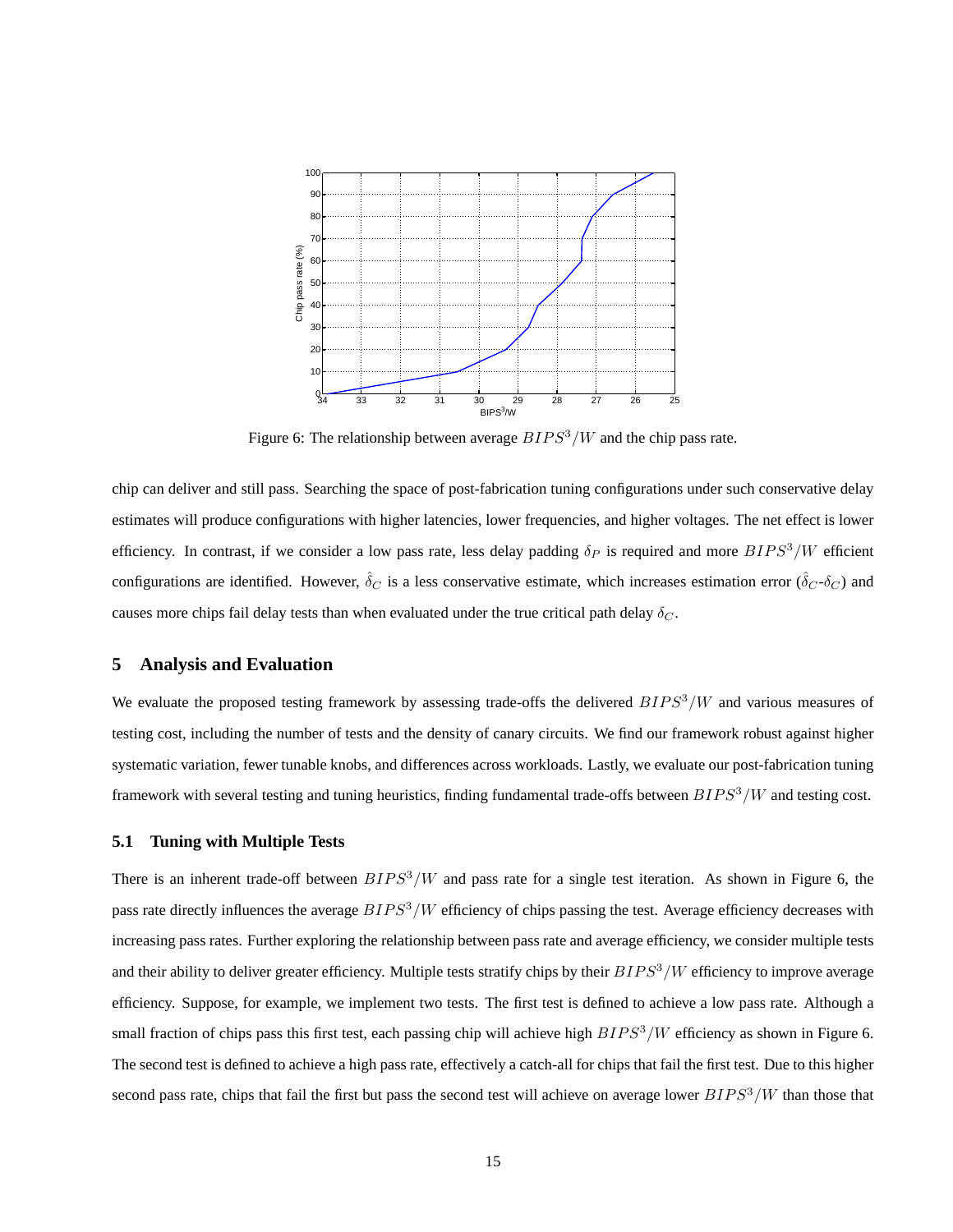Figure 6: The relationship between average $BIPS^3/W$ and the chip pass rate.

chip can deliver and still pass. Searching the space of post-fabrication tuning configurations under such conservative delay estimates will produce configurations with higher latencies, lower frequencies, and higher voltages. The net effect is lower efficiency. In contrast, if we consider a low pass rate, less delay padding $\delta_P$ is required and more $BIPS^3/W$ efficient configurations are identified. However, $\hat{\delta}_C$ is a less conservative estimate, which increases estimation error ($\hat{\delta}_C$-$\delta_C$) and causes more chips fail delay tests than when evaluated under the true critical path delay $\delta_C$.

## 5 Analysis and Evaluation

We evaluate the proposed testing framework by assessing trade-offs the delivered $BIPS^3/W$ and various measures of testing cost, including the number of tests and the density of canary circuits. We find our framework robust against higher systematic variation, fewer tunable knobs, and differences across workloads. Lastly, we evaluate our post-fabrication tuning framework with several testing and tuning heuristics, finding fundamental trade-offs between $BIPS^3/W$ and testing cost.

### 5.1 Tuning with Multiple Tests

There is an inherent trade-off between $BIPS^3/W$ and pass rate for a single test iteration. As shown in Figure 6, the pass rate directly influences the average $BIPS^3/W$ efficiency of chips passing the test. Average efficiency decreases with increasing pass rates. Further exploring the relationship between pass rate and average efficiency, we consider multiple tests and their ability to deliver greater efficiency. Multiple tests stratify chips by their $BIPS^3/W$ efficiency to improve average efficiency. Suppose, for example, we implement two tests. The first test is defined to achieve a low pass rate. Although a small fraction of chips pass this first test, each passing chip will achieve high $BIPS^3/W$ efficiency as shown in Figure 6. The second test is defined to achieve a high pass rate, effectively a catch-all for chips that fail the first test. Due to this higher second pass rate, chips that fail the first but pass the second test will achieve on average lower $BIPS^3/W$ than those that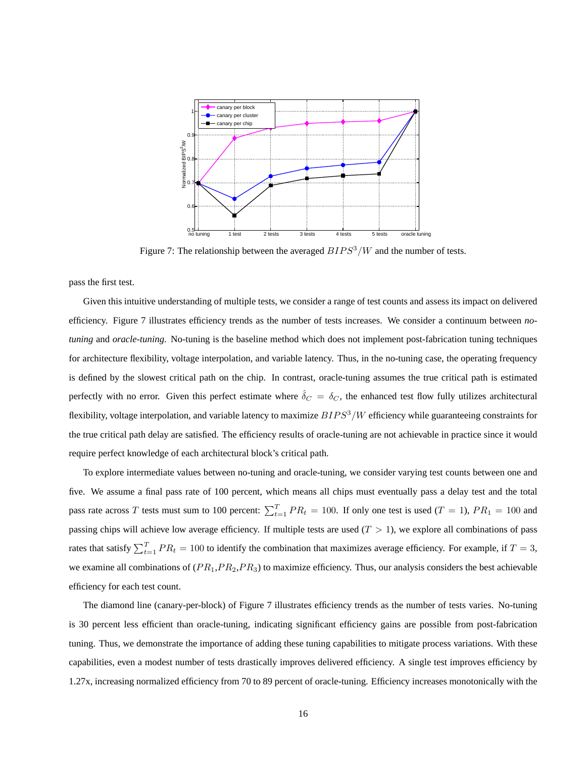Figure 7: The relationship between the averaged $BIPS^3/W$ and the number of tests.

pass the first test.

Given this intuitive understanding of multiple tests, we consider a range of test counts and assess its impact on delivered efficiency. Figure 7 illustrates efficiency trends as the number of tests increases. We consider a continuum between *no-tuning* and *oracle-tuning*. No-tuning is the baseline method which does not implement post-fabrication tuning techniques for architecture flexibility, voltage interpolation, and variable latency. Thus, in the no-tuning case, the operating frequency is defined by the slowest critical path on the chip. In contrast, oracle-tuning assumes the true critical path is estimated perfectly with no error. Given this perfect estimate where $\hat{\delta}_C = \delta_C$, the enhanced test flow fully utilizes architectural flexibility, voltage interpolation, and variable latency to maximize $BIPS^3/W$ efficiency while guaranteeing constraints for the true critical path delay are satisfied. The efficiency results of oracle-tuning are not achievable in practice since it would require perfect knowledge of each architectural block's critical path.

To explore intermediate values between no-tuning and oracle-tuning, we consider varying test counts between one and five. We assume a final pass rate of 100 percent, which means all chips must eventually pass a delay test and the total pass rate across $T$ tests must sum to 100 percent: $\sum_{t=1}^{T} PR_t = 100$. If only one test is used ($T = 1$), $PR_1 = 100$ and passing chips will achieve low average efficiency. If multiple tests are used ($T > 1$), we explore all combinations of pass rates that satisfy $\sum_{t=1}^{T} PR_t = 100$ to identify the combination that maximizes average efficiency. For example, if $T = 3$, we examine all combinations of ($PR_1$,$PR_2$,$PR_3$) to maximize efficiency. Thus, our analysis considers the best achievable efficiency for each test count.

The diamond line (canary-per-block) of Figure 7 illustrates efficiency trends as the number of tests varies. No-tuning is 30 percent less efficient than oracle-tuning, indicating significant efficiency gains are possible from post-fabrication tuning. Thus, we demonstrate the importance of adding these tuning capabilities to mitigate process variations. With these capabilities, even a modest number of tests drastically improves delivered efficiency. A single test improves efficiency by 1.27x, increasing normalized efficiency from 70 to 89 percent of oracle-tuning. Efficiency increases monotonically with the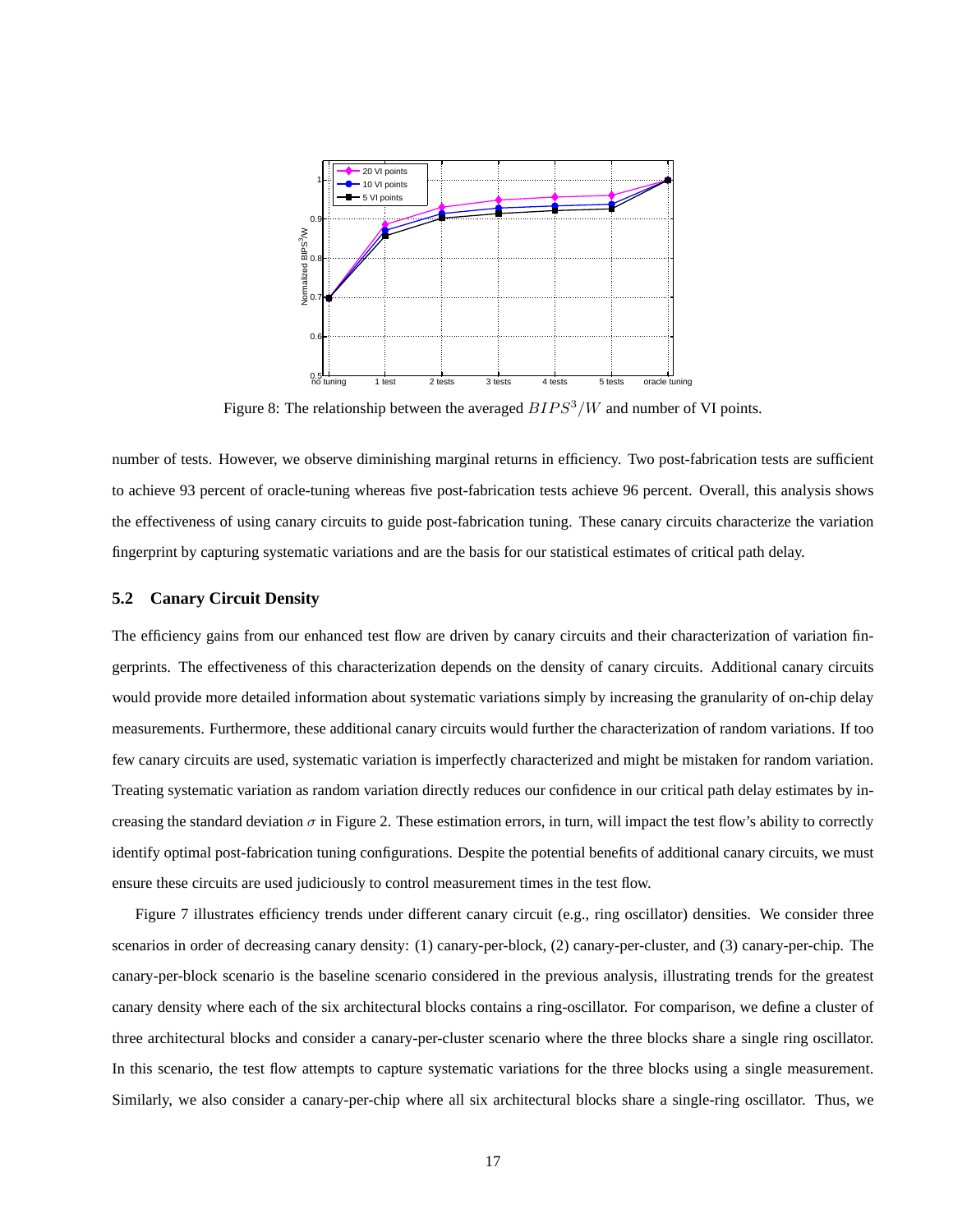Figure 8: The relationship between the averaged $BIPS^3/W$ and number of VI points.

number of tests. However, we observe diminishing marginal returns in efficiency. Two post-fabrication tests are sufficient to achieve 93 percent of oracle-tuning whereas five post-fabrication tests achieve 96 percent. Overall, this analysis shows the effectiveness of using canary circuits to guide post-fabrication tuning. These canary circuits characterize the variation fingerprint by capturing systematic variations and are the basis for our statistical estimates of critical path delay.

### 5.2 Canary Circuit Density

The efficiency gains from our enhanced test flow are driven by canary circuits and their characterization of variation fingerprints. The effectiveness of this characterization depends on the density of canary circuits. Additional canary circuits would provide more detailed information about systematic variations simply by increasing the granularity of on-chip delay measurements. Furthermore, these additional canary circuits would further the characterization of random variations. If too few canary circuits are used, systematic variation is imperfectly characterized and might be mistaken for random variation. Treating systematic variation as random variation directly reduces our confidence in our critical path delay estimates by increasing the standard deviation $\sigma$ in Figure 2. These estimation errors, in turn, will impact the test flow's ability to correctly identify optimal post-fabrication tuning configurations. Despite the potential benefits of additional canary circuits, we must ensure these circuits are used judiciously to control measurement times in the test flow.

Figure 7 illustrates efficiency trends under different canary circuit (e.g., ring oscillator) densities. We consider three scenarios in order of decreasing canary density: (1) canary-per-block, (2) canary-per-cluster, and (3) canary-per-chip. The canary-per-block scenario is the baseline scenario considered in the previous analysis, illustrating trends for the greatest canary density where each of the six architectural blocks contains a ring-oscillator. For comparison, we define a cluster of three architectural blocks and consider a canary-per-cluster scenario where the three blocks share a single ring oscillator. In this scenario, the test flow attempts to capture systematic variations for the three blocks using a single measurement. Similarly, we also consider a canary-per-chip where all six architectural blocks share a single-ring oscillator. Thus, we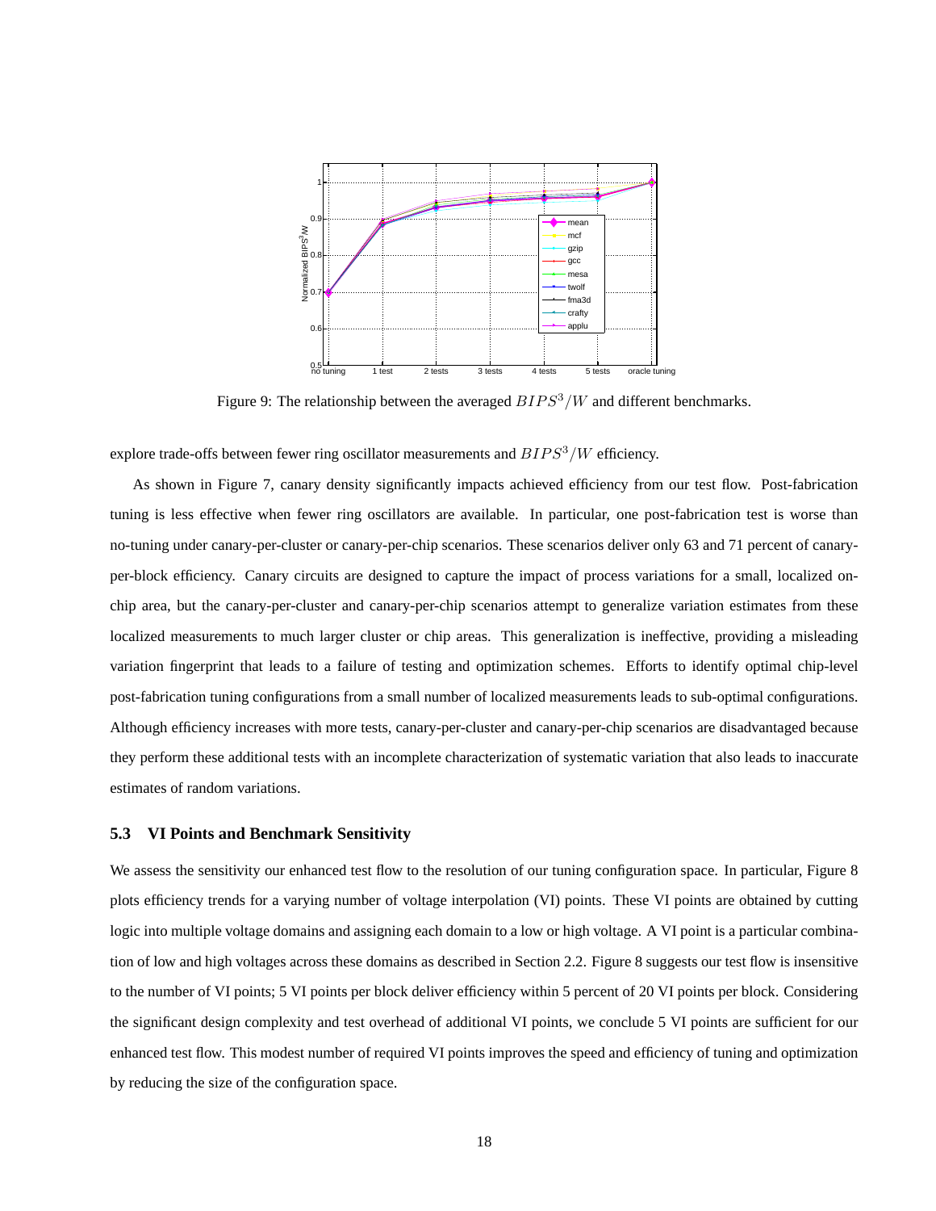Figure 9: The relationship between the averaged $BIPS^3/W$ and different benchmarks.

explore trade-offs between fewer ring oscillator measurements and $BIPS^3/W$ efficiency.

As shown in Figure 7, canary density significantly impacts achieved efficiency from our test flow. Post-fabrication tuning is less effective when fewer ring oscillators are available. In particular, one post-fabrication test is worse than no-tuning under canary-per-cluster or canary-per-chip scenarios. These scenarios deliver only 63 and 71 percent of canary-per-block efficiency. Canary circuits are designed to capture the impact of process variations for a small, localized on-chip area, but the canary-per-cluster and canary-per-chip scenarios attempt to generalize variation estimates from these localized measurements to much larger cluster or chip areas. This generalization is ineffective, providing a misleading variation fingerprint that leads to a failure of testing and optimization schemes. Efforts to identify optimal chip-level post-fabrication tuning configurations from a small number of localized measurements leads to sub-optimal configurations. Although efficiency increases with more tests, canary-per-cluster and canary-per-chip scenarios are disadvantaged because they perform these additional tests with an incomplete characterization of systematic variation that also leads to inaccurate estimates of random variations.

### 5.3 VI Points and Benchmark Sensitivity

We assess the sensitivity our enhanced test flow to the resolution of our tuning configuration space. In particular, Figure 8 plots efficiency trends for a varying number of voltage interpolation (VI) points. These VI points are obtained by cutting logic into multiple voltage domains and assigning each domain to a low or high voltage. A VI point is a particular combination of low and high voltages across these domains as described in Section 2.2. Figure 8 suggests our test flow is insensitive to the number of VI points; 5 VI points per block deliver efficiency within 5 percent of 20 VI points per block. Considering the significant design complexity and test overhead of additional VI points, we conclude 5 VI points are sufficient for our enhanced test flow. This modest number of required VI points improves the speed and efficiency of tuning and optimization by reducing the size of the configuration space.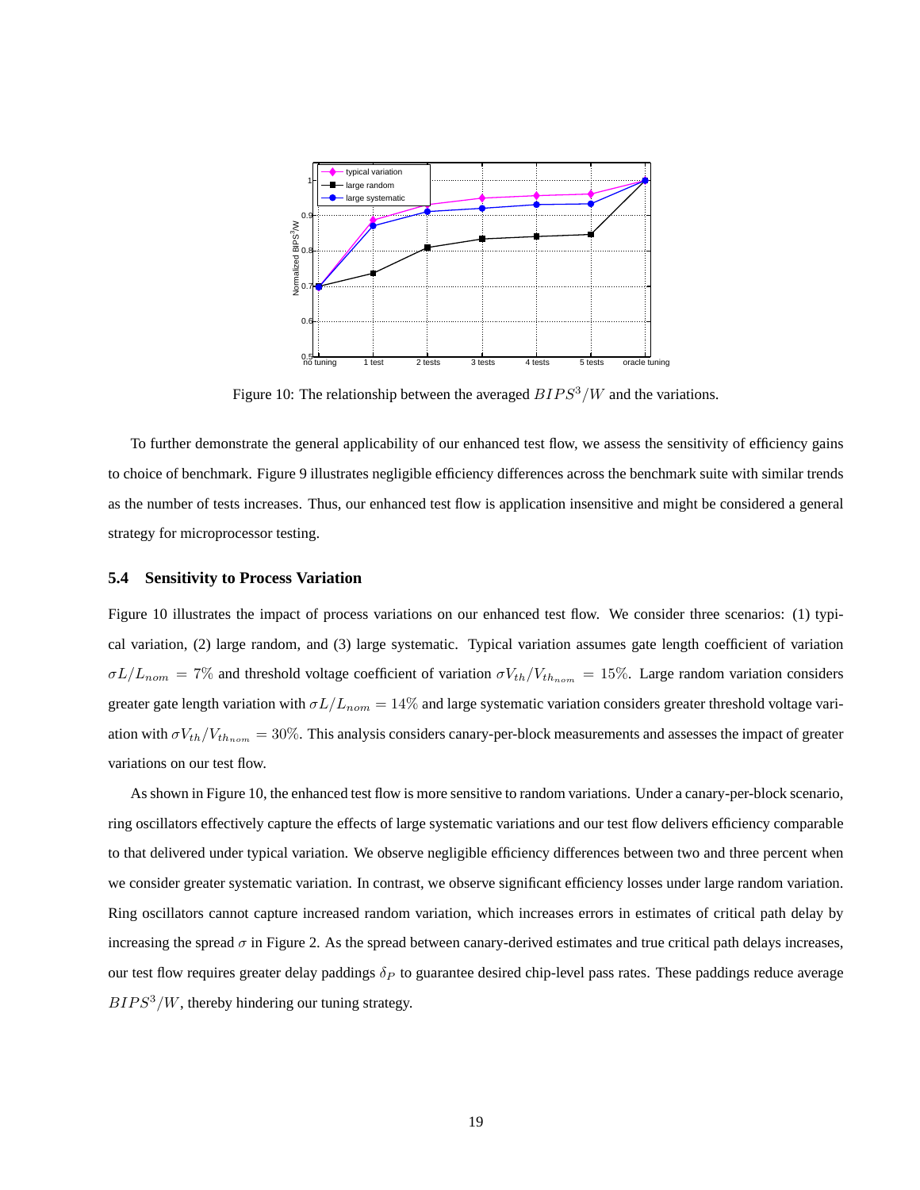Figure 10: The relationship between the averaged $BIPS^3/W$ and the variations.

To further demonstrate the general applicability of our enhanced test flow, we assess the sensitivity of efficiency gains to choice of benchmark. Figure 9 illustrates negligible efficiency differences across the benchmark suite with similar trends as the number of tests increases. Thus, our enhanced test flow is application insensitive and might be considered a general strategy for microprocessor testing.

### 5.4 Sensitivity to Process Variation

Figure 10 illustrates the impact of process variations on our enhanced test flow. We consider three scenarios: (1) typical variation, (2) large random, and (3) large systematic. Typical variation assumes gate length coefficient of variation $\sigma L/L_{nom} = 7\%$ and threshold voltage coefficient of variation $\sigma V_{th}/V_{th_{nom}} = 15\%$. Large random variation considers greater gate length variation with $\sigma L/L_{nom} = 14\%$ and large systematic variation considers greater threshold voltage variation with $\sigma V_{th}/V_{th_{nom}} = 30\%$. This analysis considers canary-per-block measurements and assesses the impact of greater variations on our test flow.

As shown in Figure 10, the enhanced test flow is more sensitive to random variations. Under a canary-per-block scenario, ring oscillators effectively capture the effects of large systematic variations and our test flow delivers efficiency comparable to that delivered under typical variation. We observe negligible efficiency differences between two and three percent when we consider greater systematic variation. In contrast, we observe significant efficiency losses under large random variation. Ring oscillators cannot capture increased random variation, which increases errors in estimates of critical path delay by increasing the spread $\sigma$ in Figure 2. As the spread between canary-derived estimates and true critical path delays increases, our test flow requires greater delay paddings $\delta_P$ to guarantee desired chip-level pass rates. These paddings reduce average $BIPS^3/W$, thereby hindering our tuning strategy.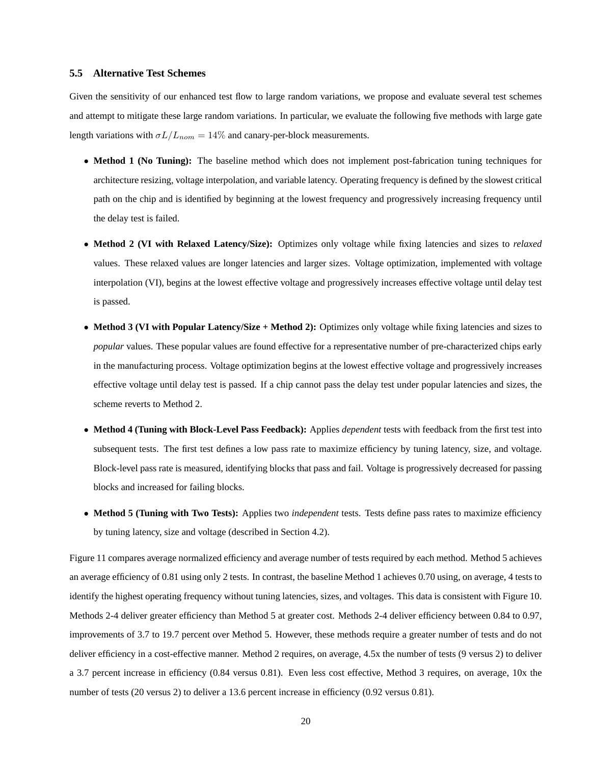### 5.5 Alternative Test Schemes

Given the sensitivity of our enhanced test flow to large random variations, we propose and evaluate several test schemes and attempt to mitigate these large random variations. In particular, we evaluate the following five methods with large gate length variations with $\sigma L/L_{nom} = 14\%$ and canary-per-block measurements.

- **Method 1 (No Tuning):** The baseline method which does not implement post-fabrication tuning techniques for architecture resizing, voltage interpolation, and variable latency. Operating frequency is defined by the slowest critical path on the chip and is identified by beginning at the lowest frequency and progressively increasing frequency until the delay test is failed.
- **Method 2 (VI with Relaxed Latency/Size):** Optimizes only voltage while fixing latencies and sizes to *relaxed* values. These relaxed values are longer latencies and larger sizes. Voltage optimization, implemented with voltage interpolation (VI), begins at the lowest effective voltage and progressively increases effective voltage until delay test is passed.
- **Method 3 (VI with Popular Latency/Size + Method 2):** Optimizes only voltage while fixing latencies and sizes to *popular* values. These popular values are found effective for a representative number of pre-characterized chips early in the manufacturing process. Voltage optimization begins at the lowest effective voltage and progressively increases effective voltage until delay test is passed. If a chip cannot pass the delay test under popular latencies and sizes, the scheme reverts to Method 2.
- **Method 4 (Tuning with Block-Level Pass Feedback):** Applies *dependent* tests with feedback from the first test into subsequent tests. The first test defines a low pass rate to maximize efficiency by tuning latency, size, and voltage. Block-level pass rate is measured, identifying blocks that pass and fail. Voltage is progressively decreased for passing blocks and increased for failing blocks.
- **Method 5 (Tuning with Two Tests):** Applies two *independent* tests. Tests define pass rates to maximize efficiency by tuning latency, size and voltage (described in Section 4.2).

Figure 11 compares average normalized efficiency and average number of tests required by each method. Method 5 achieves an average efficiency of 0.81 using only 2 tests. In contrast, the baseline Method 1 achieves 0.70 using, on average, 4 tests to identify the highest operating frequency without tuning latencies, sizes, and voltages. This data is consistent with Figure 10. Methods 2-4 deliver greater efficiency than Method 5 at greater cost. Methods 2-4 deliver efficiency between 0.84 to 0.97, improvements of 3.7 to 19.7 percent over Method 5. However, these methods require a greater number of tests and do not deliver efficiency in a cost-effective manner. Method 2 requires, on average, 4.5x the number of tests (9 versus 2) to deliver a 3.7 percent increase in efficiency (0.84 versus 0.81). Even less cost effective, Method 3 requires, on average, 10x the number of tests (20 versus 2) to deliver a 13.6 percent increase in efficiency (0.92 versus 0.81).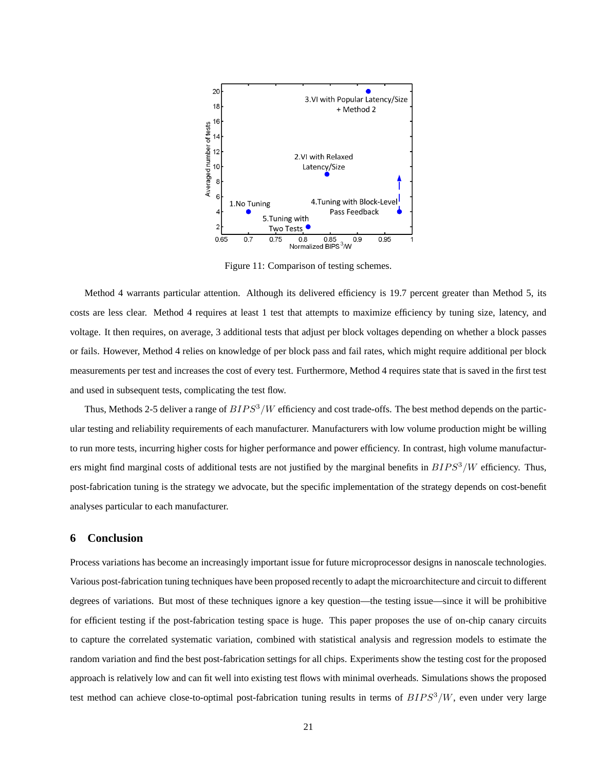Figure 11: Comparison of testing schemes.

Method 4 warrants particular attention. Although its delivered efficiency is 19.7 percent greater than Method 5, its costs are less clear. Method 4 requires at least 1 test that attempts to maximize efficiency by tuning size, latency, and voltage. It then requires, on average, 3 additional tests that adjust per block voltages depending on whether a block passes or fails. However, Method 4 relies on knowledge of per block pass and fail rates, which might require additional per block measurements per test and increases the cost of every test. Furthermore, Method 4 requires state that is saved in the first test and used in subsequent tests, complicating the test flow.

Thus, Methods 2-5 deliver a range of $BIPS^3/W$ efficiency and cost trade-offs. The best method depends on the particular testing and reliability requirements of each manufacturer. Manufacturers with low volume production might be willing to run more tests, incurring higher costs for higher performance and power efficiency. In contrast, high volume manufacturers might find marginal costs of additional tests are not justified by the marginal benefits in $BIPS^3/W$ efficiency. Thus, post-fabrication tuning is the strategy we advocate, but the specific implementation of the strategy depends on cost-benefit analyses particular to each manufacturer.

## 6 Conclusion

Process variations has become an increasingly important issue for future microprocessor designs in nanoscale technologies. Various post-fabrication tuning techniques have been proposed recently to adapt the microarchitecture and circuit to different degrees of variations. But most of these techniques ignore a key question—the testing issue—since it will be prohibitive for efficient testing if the post-fabrication testing space is huge. This paper proposes the use of on-chip canary circuits to capture the correlated systematic variation, combined with statistical analysis and regression models to estimate the random variation and find the best post-fabrication settings for all chips. Experiments show the testing cost for the proposed approach is relatively low and can fit well into existing test flows with minimal overheads. Simulations shows the proposed test method can achieve close-to-optimal post-fabrication tuning results in terms of $BIPS^3/W$, even under very large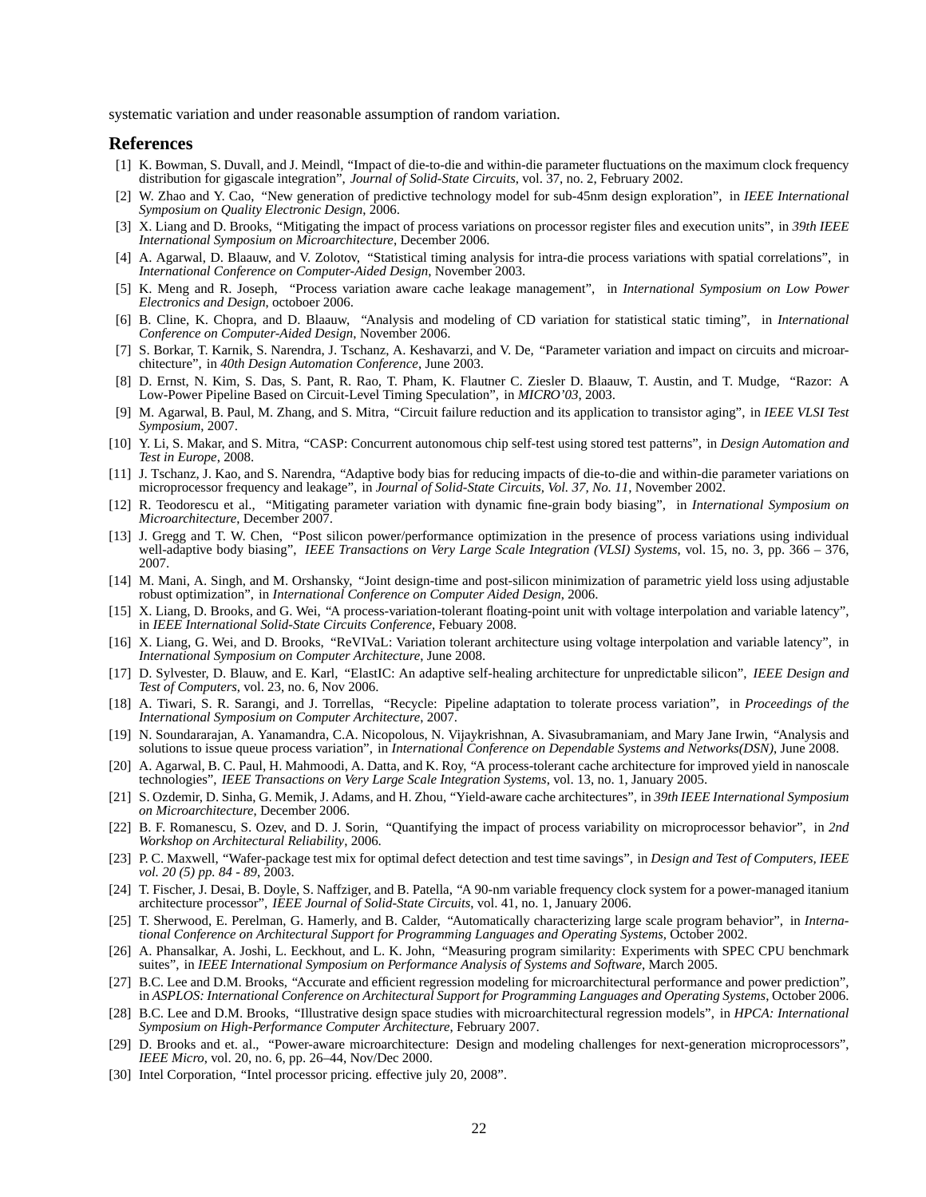systematic variation and under reasonable assumption of random variation.

## References

[1] K. Bowman, S. Duvall, and J. Meindl, "Impact of die-to-die and within-die parameter fluctuations on the maximum clock frequency distribution for gigascale integration", *Journal of Solid-State Circuits*, vol. 37, no. 2, February 2002.

[2] W. Zhao and Y. Cao, "New generation of predictive technology model for sub-45nm design exploration", in *IEEE International Symposium on Quality Electronic Design*, 2006.

[3] X. Liang and D. Brooks, "Mitigating the impact of process variations on processor register files and execution units", in *39th IEEE International Symposium on Microarchitecture*, December 2006.

[4] A. Agarwal, D. Blaauw, and V. Zolotov, "Statistical timing analysis for intra-die process variations with spatial correlations", in *International Conference on Computer-Aided Design*, November 2003.

[5] K. Meng and R. Joseph, "Process variation aware cache leakage management", in *International Symposium on Low Power Electronics and Design*, octoboer 2006.

[6] B. Cline, K. Chopra, and D. Blaauw, "Analysis and modeling of CD variation for statistical static timing", in *International Conference on Computer-Aided Design*, November 2006.

[7] S. Borkar, T. Karnik, S. Narendra, J. Tschanz, A. Keshavarzi, and V. De, "Parameter variation and impact on circuits and microarchitecture", in *40th Design Automation Conference*, June 2003.

[8] D. Ernst, N. Kim, S. Das, S. Pant, R. Rao, T. Pham, K. Flautner C. Ziesler D. Blaauw, T. Austin, and T. Mudge, "Razor: A Low-Power Pipeline Based on Circuit-Level Timing Speculation", in *MICRO'03*, 2003.

[9] M. Agarwal, B. Paul, M. Zhang, and S. Mitra, "Circuit failure reduction and its application to transistor aging", in *IEEE VLSI Test Symposium*, 2007.

[10] Y. Li, S. Makar, and S. Mitra, "CASP: Concurrent autonomous chip self-test using stored test patterns", in *Design Automation and Test in Europe*, 2008.

[11] J. Tschanz, J. Kao, and S. Narendra, "Adaptive body bias for reducing impacts of die-to-die and within-die parameter variations on microprocessor frequency and leakage", in *Journal of Solid-State Circuits, Vol. 37, No. 11*, November 2002.

[12] R. Teodorescu et al., "Mitigating parameter variation with dynamic fine-grain body biasing", in *International Symposium on Microarchitecture*, December 2007.

[13] J. Gregg and T. W. Chen, "Post silicon power/performance optimization in the presence of process variations using individual well-adaptive body biasing", *IEEE Transactions on Very Large Scale Integration (VLSI) Systems*, vol. 15, no. 3, pp. 366 – 376, 2007.

[14] M. Mani, A. Singh, and M. Orshansky, "Joint design-time and post-silicon minimization of parametric yield loss using adjustable robust optimization", in *International Conference on Computer Aided Design*, 2006.

[15] X. Liang, D. Brooks, and G. Wei, "A process-variation-tolerant floating-point unit with voltage interpolation and variable latency", in *IEEE International Solid-State Circuits Conference*, Febuary 2008.

[16] X. Liang, G. Wei, and D. Brooks, "ReVIVaL: Variation tolerant architecture using voltage interpolation and variable latency", in *International Symposium on Computer Architecture*, June 2008.

[17] D. Sylvester, D. Blauw, and E. Karl, "ElastIC: An adaptive self-healing architecture for unpredictable silicon", *IEEE Design and Test of Computers*, vol. 23, no. 6, Nov 2006.

[18] A. Tiwari, S. R. Sarangi, and J. Torrellas, "Recycle: Pipeline adaptation to tolerate process variation", in *Proceedings of the International Symposium on Computer Architecture*, 2007.

[19] N. Soundararajan, A. Yanamandra, C.A. Nicopolous, N. Vijaykrishnan, A. Sivasubramaniam, and Mary Jane Irwin, "Analysis and solutions to issue queue process variation", in *International Conference on Dependable Systems and Networks(DSN)*, June 2008.

[20] A. Agarwal, B. C. Paul, H. Mahmoodi, A. Datta, and K. Roy, "A process-tolerant cache architecture for improved yield in nanoscale technologies", *IEEE Transactions on Very Large Scale Integration Systems*, vol. 13, no. 1, January 2005.

[21] S. Ozdemir, D. Sinha, G. Memik, J. Adams, and H. Zhou, "Yield-aware cache architectures", in *39th IEEE International Symposium on Microarchitecture*, December 2006.

[22] B. F. Romanescu, S. Ozev, and D. J. Sorin, "Quantifying the impact of process variability on microprocessor behavior", in *2nd Workshop on Architectural Reliability*, 2006.

[23] P. C. Maxwell, "Wafer-package test mix for optimal defect detection and test time savings", in *Design and Test of Computers, IEEE vol. 20 (5) pp. 84 - 89*, 2003.

[24] T. Fischer, J. Desai, B. Doyle, S. Naffziger, and B. Patella, "A 90-nm variable frequency clock system for a power-managed itanium architecture processor", *IEEE Journal of Solid-State Circuits*, vol. 41, no. 1, January 2006.

[25] T. Sherwood, E. Perelman, G. Hamerly, and B. Calder, "Automatically characterizing large scale program behavior", in *International Conference on Architectural Support for Programming Languages and Operating Systems*, October 2002.

[26] A. Phansalkar, A. Joshi, L. Eeckhout, and L. K. John, "Measuring program similarity: Experiments with SPEC CPU benchmark suites", in *IEEE International Symposium on Performance Analysis of Systems and Software*, March 2005.

[27] B.C. Lee and D.M. Brooks, "Accurate and efficient regression modeling for microarchitectural performance and power prediction", in *ASPLOS: International Conference on Architectural Support for Programming Languages and Operating Systems*, October 2006.

[28] B.C. Lee and D.M. Brooks, "Illustrative design space studies with microarchitectural regression models", in *HPCA: International Symposium on High-Performance Computer Architecture*, February 2007.

[29] D. Brooks and et. al., "Power-aware microarchitecture: Design and modeling challenges for next-generation microprocessors", *IEEE Micro*, vol. 20, no. 6, pp. 26–44, Nov/Dec 2000.

[30] Intel Corporation, "Intel processor pricing. effective july 20, 2008".